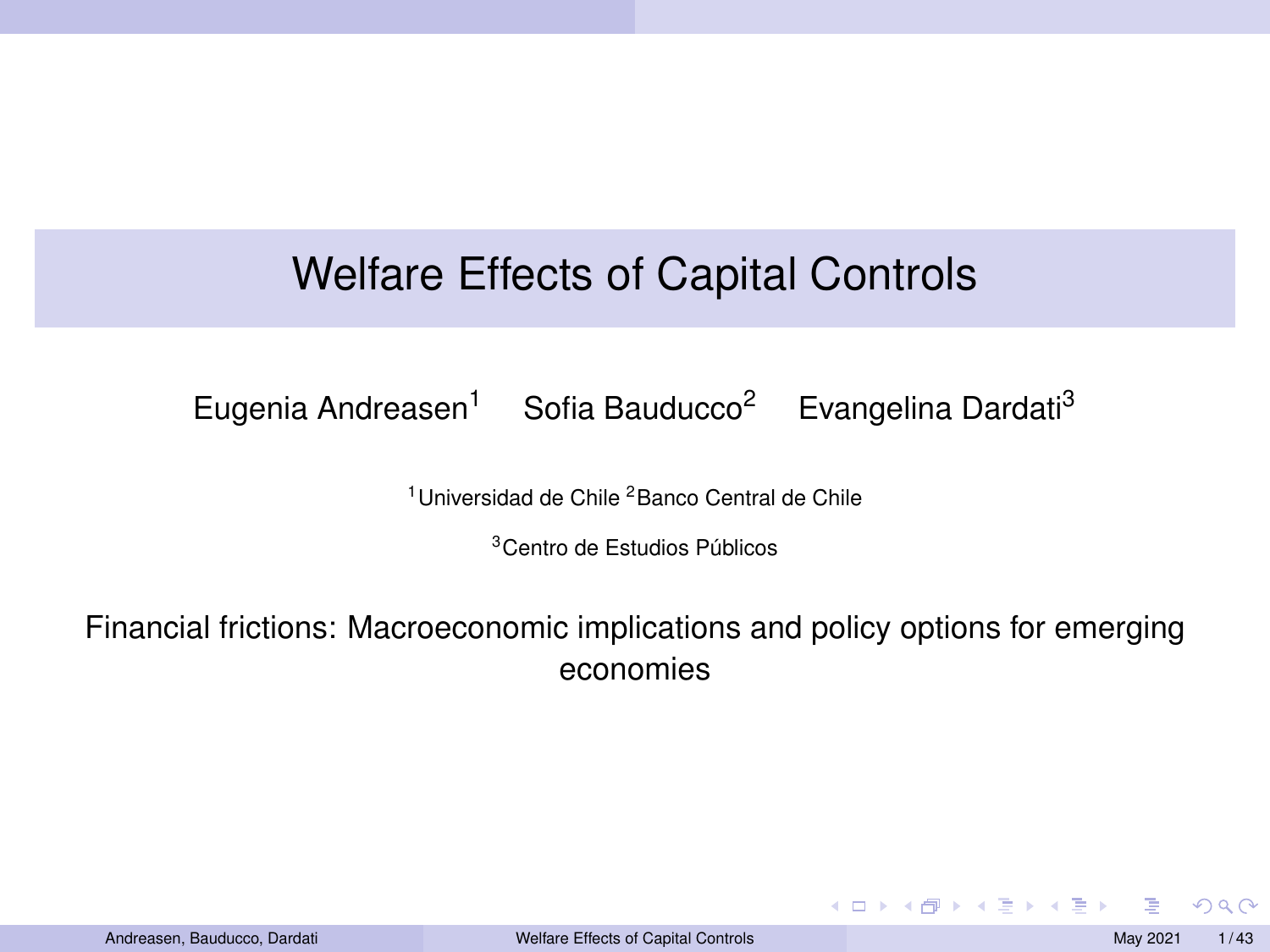# Welfare Effects of Capital Controls

Eugenia Andreasen[1] Sofia Bauducco[2] Evangelina Dardati[3]

[1]Universidad de Chile [2]Banco Central de Chile

[3]Centro de Estudios Públicos

Financial frictions: Macroeconomic implications and policy options for emerging economies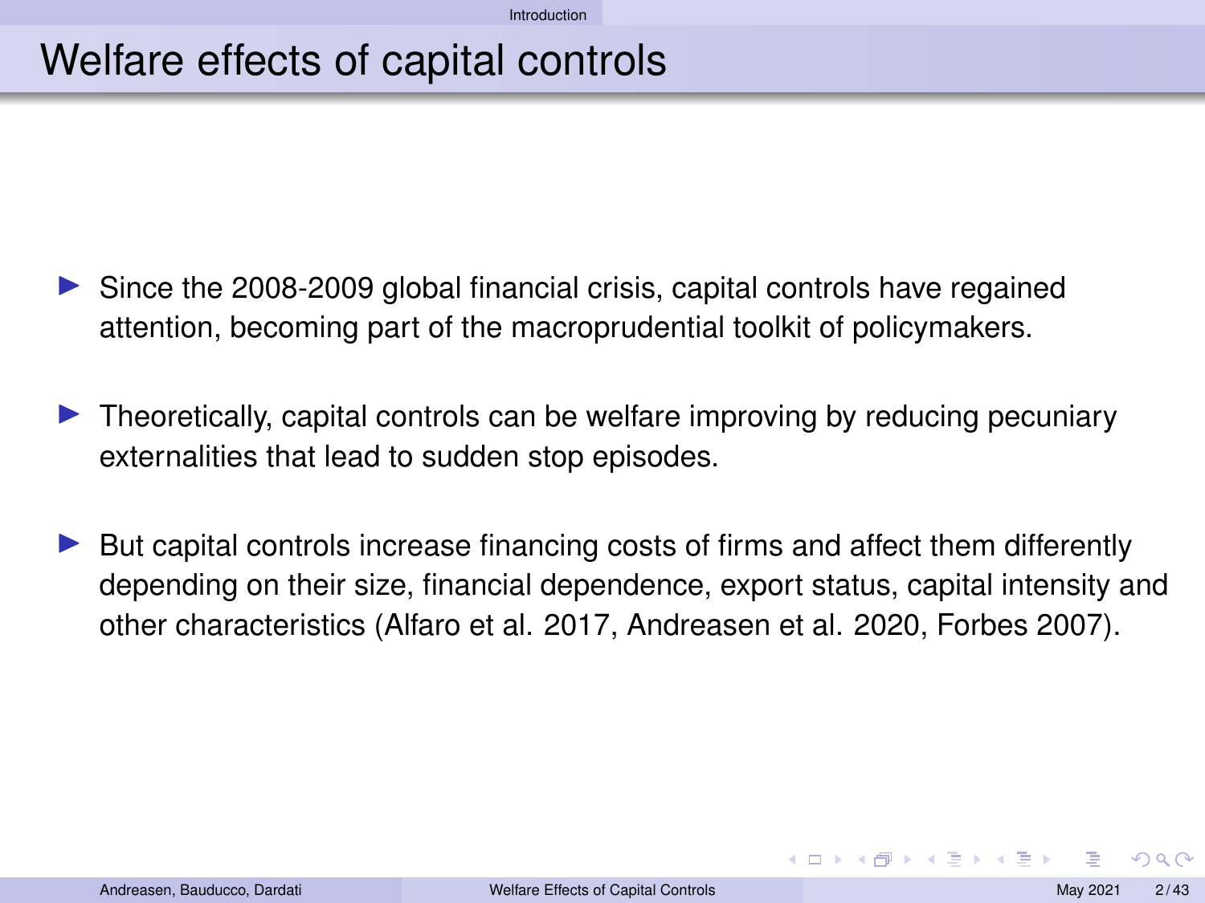# Welfare effects of capital controls

- Since the 2008-2009 global financial crisis, capital controls have regained attention, becoming part of the macroprudential toolkit of policymakers.
- Theoretically, capital controls can be welfare improving by reducing pecuniary externalities that lead to sudden stop episodes.
- But capital controls increase financing costs of firms and affect them differently depending on their size, financial dependence, export status, capital intensity and other characteristics (Alfaro et al. 2017, Andreasen et al. 2020, Forbes 2007).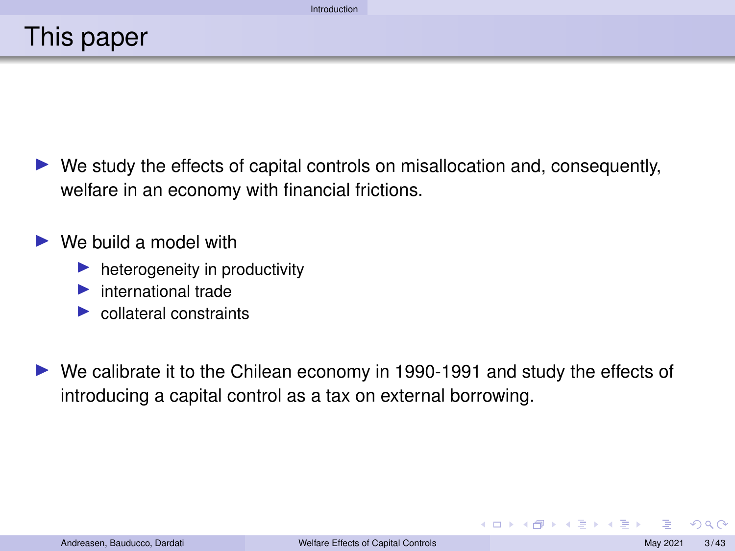# This paper

- We study the effects of capital controls on misallocation and, consequently, welfare in an economy with financial frictions.
- We build a model with
  - heterogeneity in productivity
  - international trade
  - collateral constraints
- We calibrate it to the Chilean economy in 1990-1991 and study the effects of introducing a capital control as a tax on external borrowing.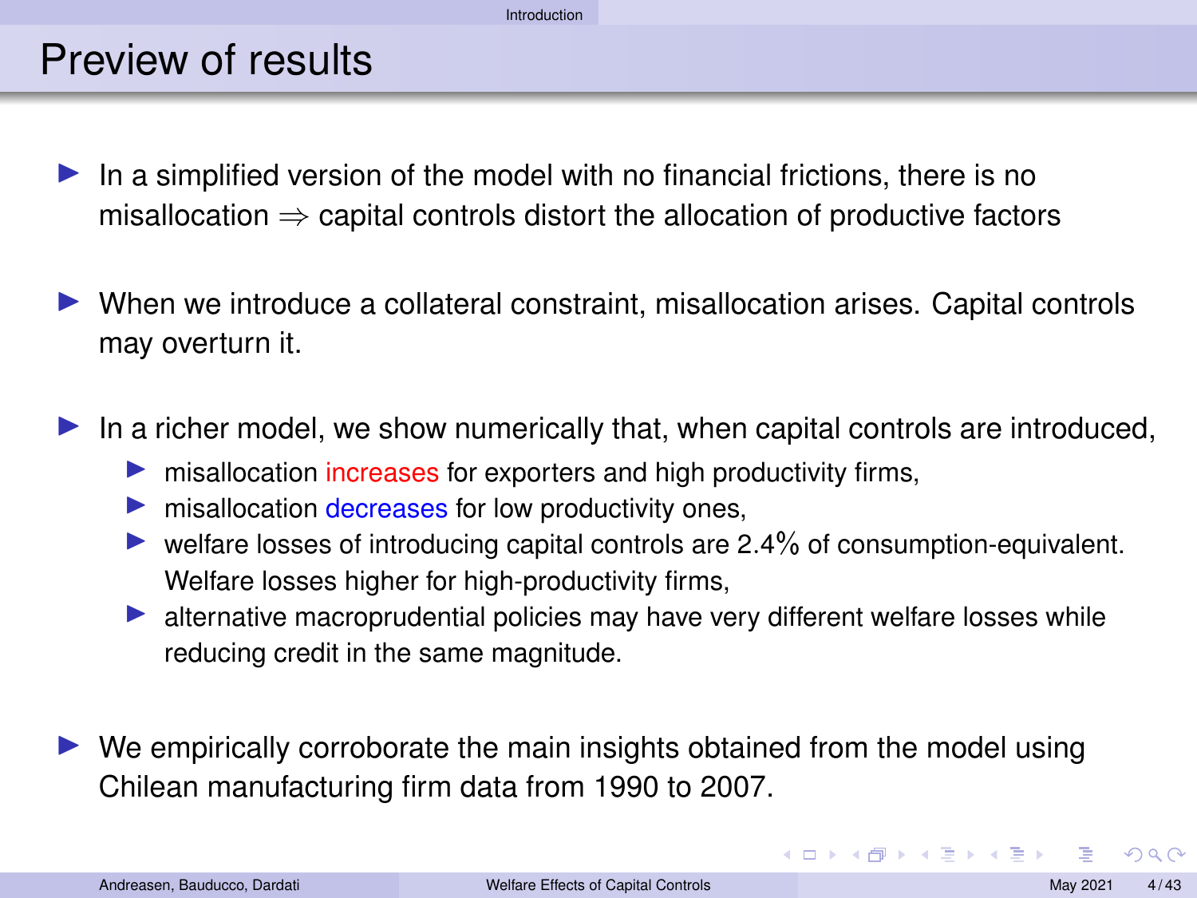# Preview of results

- In a simplified version of the model with no financial frictions, there is no misallocation $\Rightarrow$ capital controls distort the allocation of productive factors
- When we introduce a collateral constraint, misallocation arises. Capital controls may overturn it.
- In a richer model, we show numerically that, when capital controls are introduced,
  - misallocation increases for exporters and high productivity firms,
  - misallocation decreases for low productivity ones,
  - welfare losses of introducing capital controls are 2.4% of consumption-equivalent. Welfare losses higher for high-productivity firms,
  - alternative macroprudential policies may have very different welfare losses while reducing credit in the same magnitude.
- We empirically corroborate the main insights obtained from the model using Chilean manufacturing firm data from 1990 to 2007.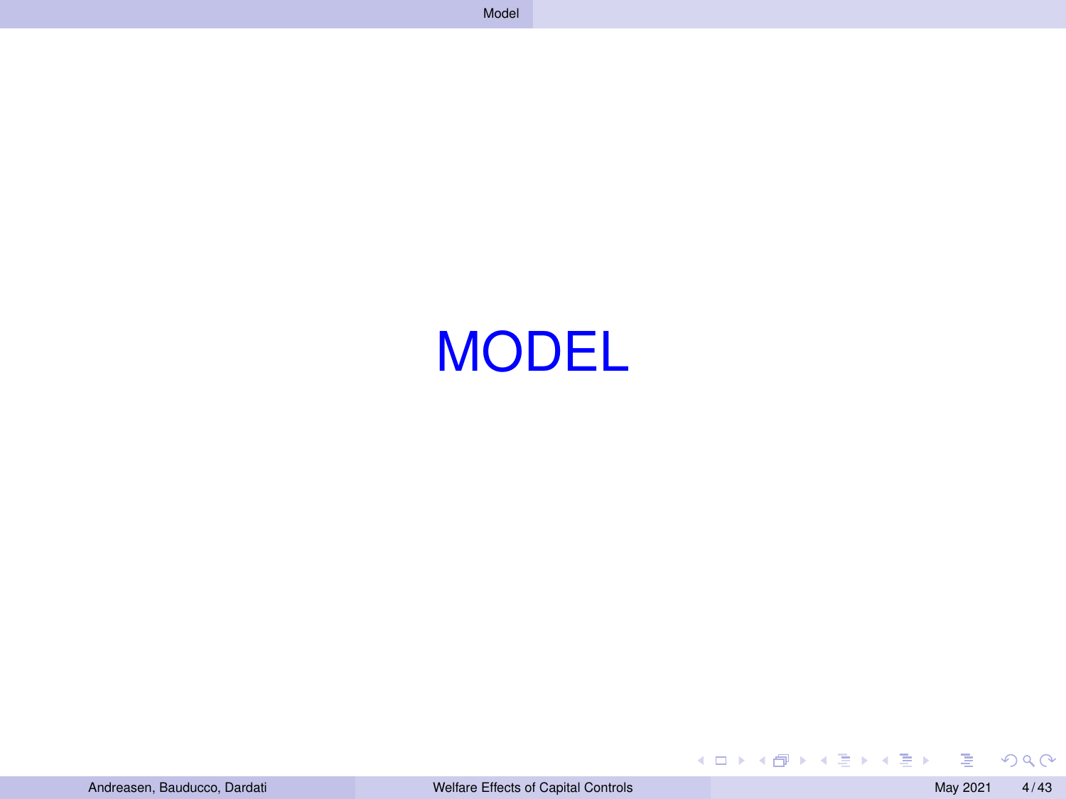# MODEL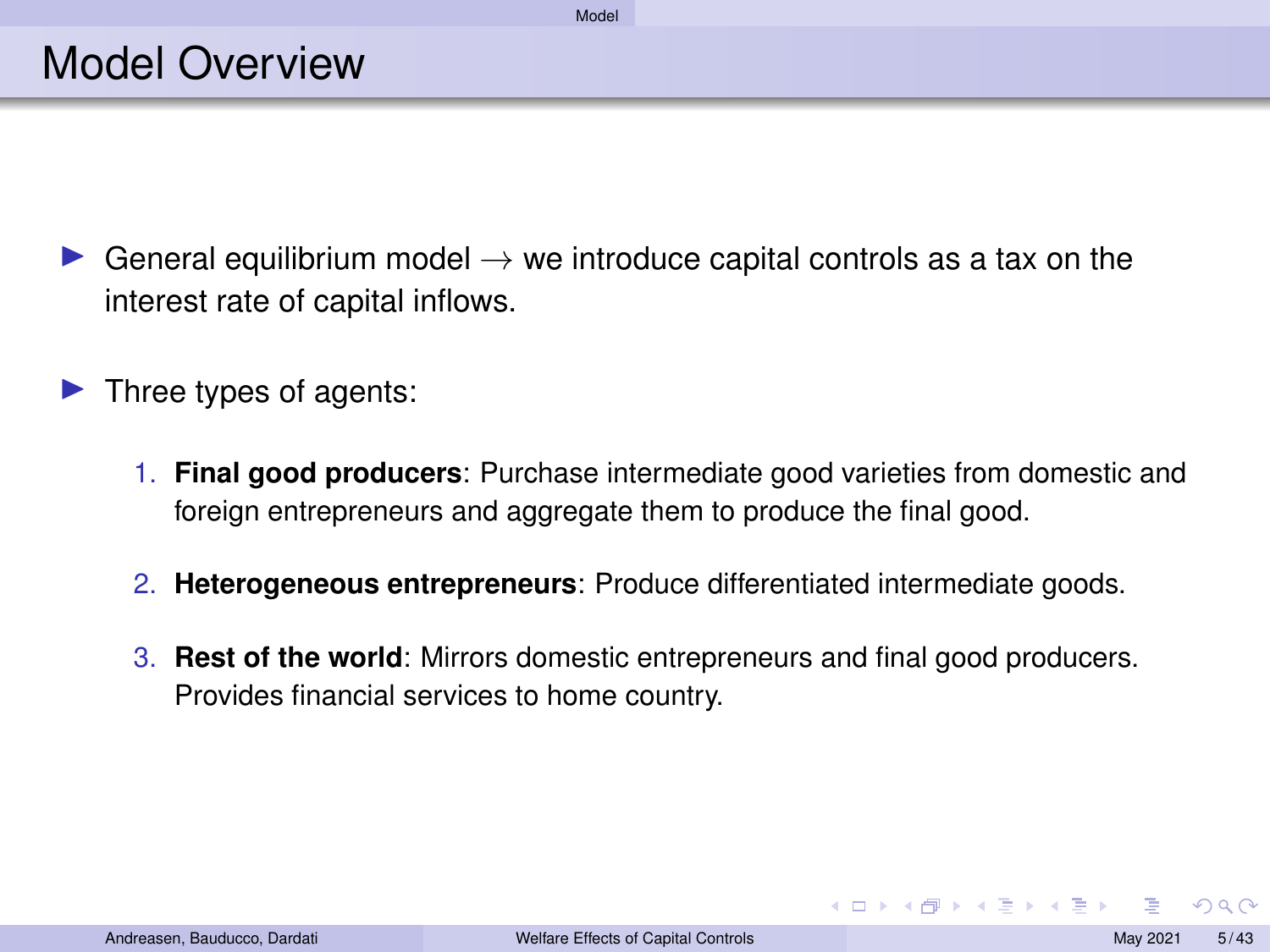# Model Overview

- General equilibrium model $\rightarrow$ we introduce capital controls as a tax on the interest rate of capital inflows.
- Three types of agents:
  1. **Final good producers**: Purchase intermediate good varieties from domestic and foreign entrepreneurs and aggregate them to produce the final good.
  2. **Heterogeneous entrepreneurs**: Produce differentiated intermediate goods.
  3. **Rest of the world**: Mirrors domestic entrepreneurs and final good producers. Provides financial services to home country.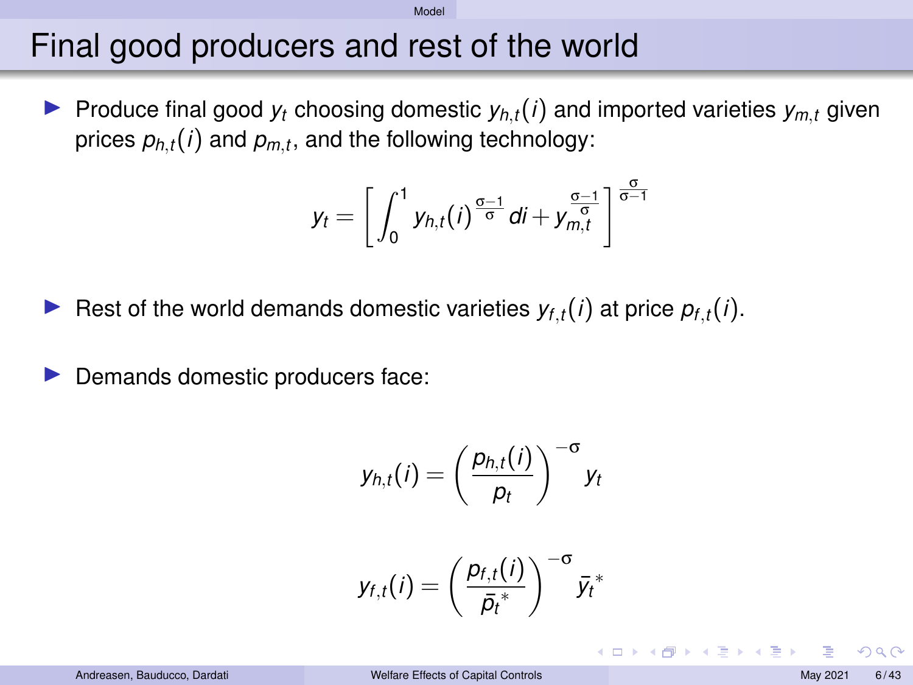# Final good producers and rest of the world

- Produce final good $y_t$ choosing domestic $y_{h,t}(i)$ and imported varieties $y_{m,t}$ given prices $p_{h,t}(i)$ and $p_{m,t}$, and the following technology:

$$y_t = \left[ \int_0^1 y_{h,t}(i)^{\frac{\sigma-1}{\sigma}} di + y_{m,t}^{\frac{\sigma-1}{\sigma}} \right]^{\frac{\sigma}{\sigma-1}}$$

- Rest of the world demands domestic varieties $y_{f,t}(i)$ at price $p_{f,t}(i)$.

- Demands domestic producers face:

$$y_{h,t}(i) = \left( \frac{p_{h,t}(i)}{p_t} \right)^{-\sigma} y_t$$

$$y_{f,t}(i) = \left( \frac{p_{f,t}(i)}{\bar{p}_t^*} \right)^{-\sigma} \bar{y}_t^*$$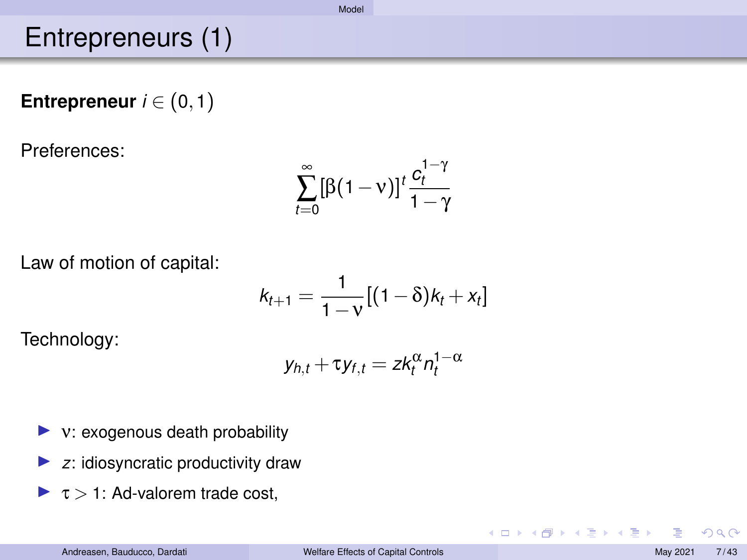# Entrepreneurs (1)

**Entrepreneur** $i \in (0,1)$

Preferences:

$$\sum_{t=0}^{\infty} [\beta(1-\nu)]^t \frac{c_t^{1-\gamma}}{1-\gamma}$$

Law of motion of capital:

$$k_{t+1} = \frac{1}{1-\nu}[(1-\delta)k_t + x_t]$$

Technology:

$$y_{h,t} + \tau y_{f,t} = z k_t^{\alpha} n_t^{1-\alpha}$$

- $\nu$: exogenous death probability
- $z$: idiosyncratic productivity draw
- $\tau > 1$: Ad-valorem trade cost,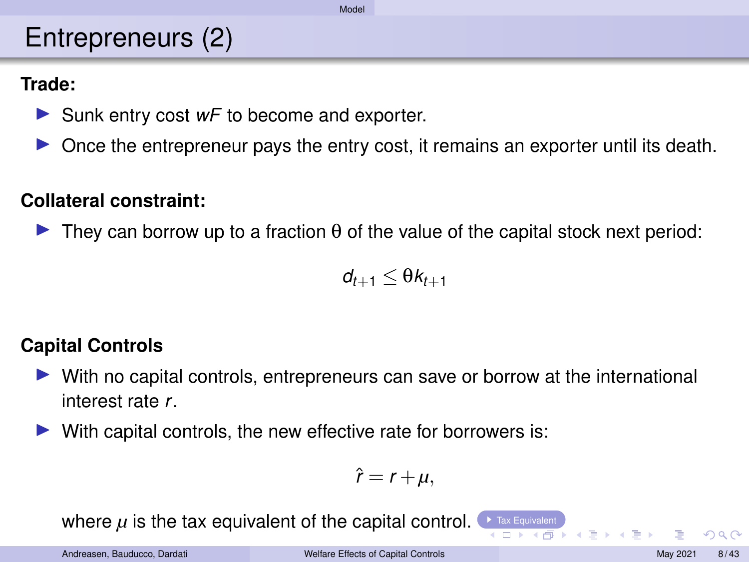# Entrepreneurs (2)

**Trade:**

- Sunk entry cost $wF$ to become and exporter.
- Once the entrepreneur pays the entry cost, it remains an exporter until its death.

**Collateral constraint:**

- They can borrow up to a fraction θ of the value of the capital stock next period:

$$d_{t+1} \leq \theta k_{t+1}$$

**Capital Controls**

- With no capital controls, entrepreneurs can save or borrow at the international interest rate $r$.
- With capital controls, the new effective rate for borrowers is:

$$\hat{r} = r + \mu,$$

where $\mu$ is the tax equivalent of the capital control. Tax Equivalent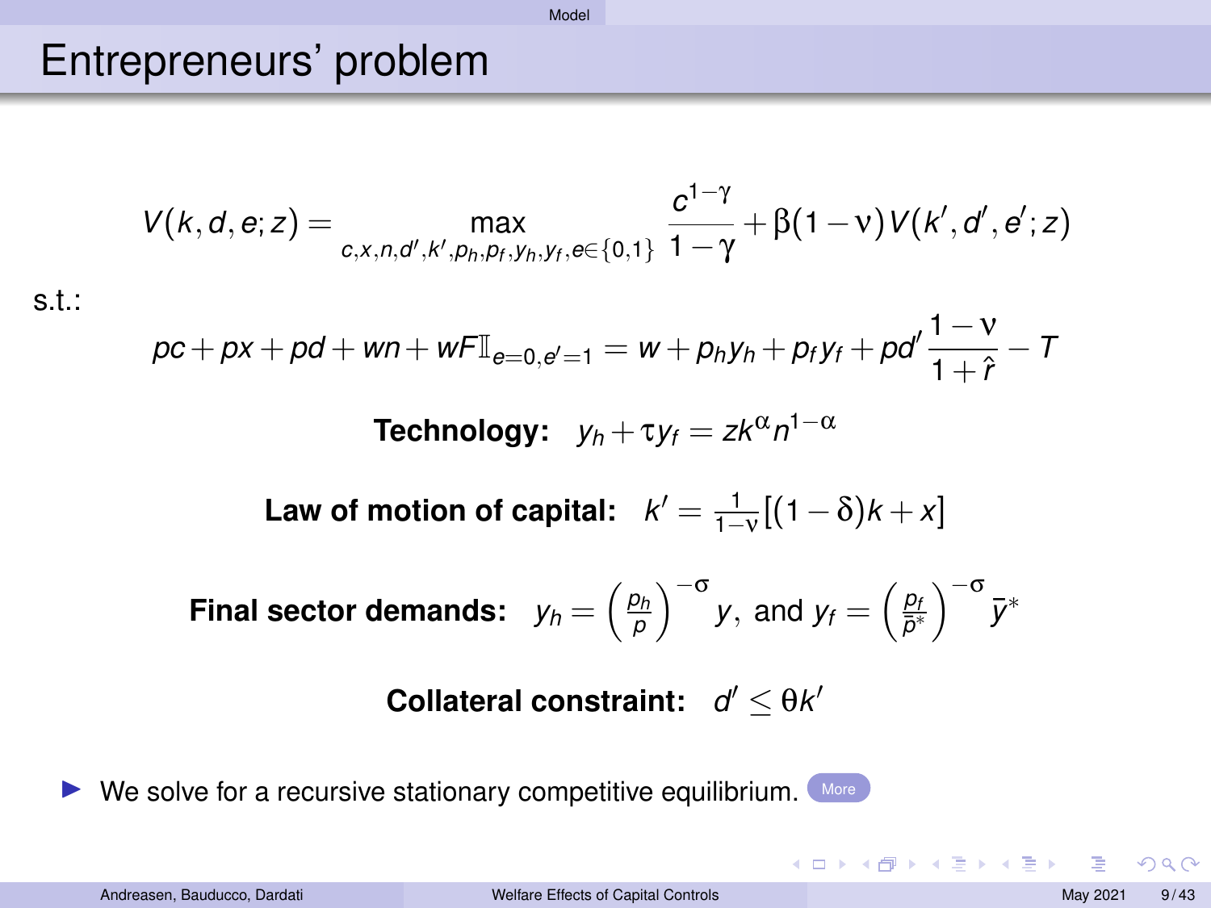# Entrepreneurs' problem

$$V(k,d,e;z) = \max_{c,x,n,d',k',p_h,p_f,y_h,y_f,e\in\{0,1\}} \frac{c^{1-\gamma}}{1-\gamma} + \beta(1-\nu)V(k',d',e';z)$$

s.t.:

$$pc + px + pd + wn + wF\mathbb{I}_{e=0,e'=1} = w + p_h y_h + p_f y_f + pd'\frac{1-\nu}{1+\hat{r}} - T$$

**Technology:** $y_h + \tau y_f = zk^{\alpha}n^{1-\alpha}$

**Law of motion of capital:** $k' = \frac{1}{1-\nu}[(1-\delta)k + x]$

**Final sector demands:** $y_h = \left(\frac{p_h}{p}\right)^{-\sigma} y$, and $y_f = \left(\frac{p_f}{\bar{p}^*}\right)^{-\sigma} \bar{y}^*$

**Collateral constraint:** $d' \leq \theta k'$

- We solve for a recursive stationary competitive equilibrium. More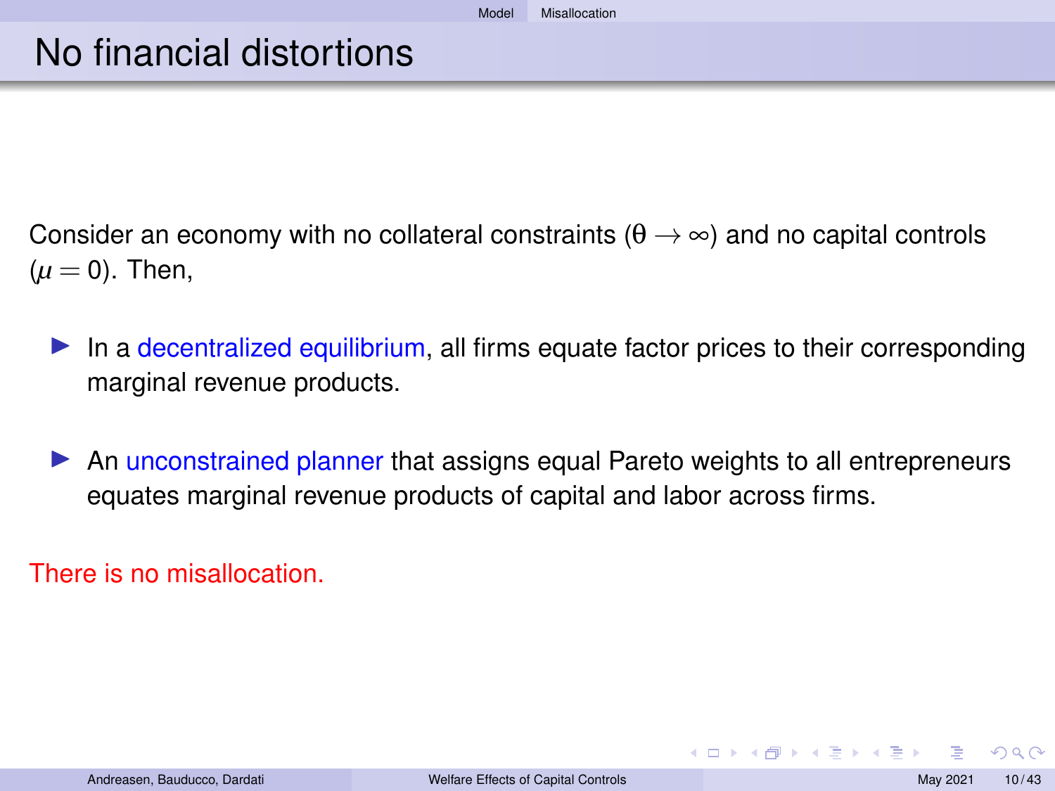# No financial distortions

Consider an economy with no collateral constraints ($\theta \to \infty$) and no capital controls ($\mu = 0$). Then,

- In a decentralized equilibrium, all firms equate factor prices to their corresponding marginal revenue products.
- An unconstrained planner that assigns equal Pareto weights to all entrepreneurs equates marginal revenue products of capital and labor across firms.

There is no misallocation.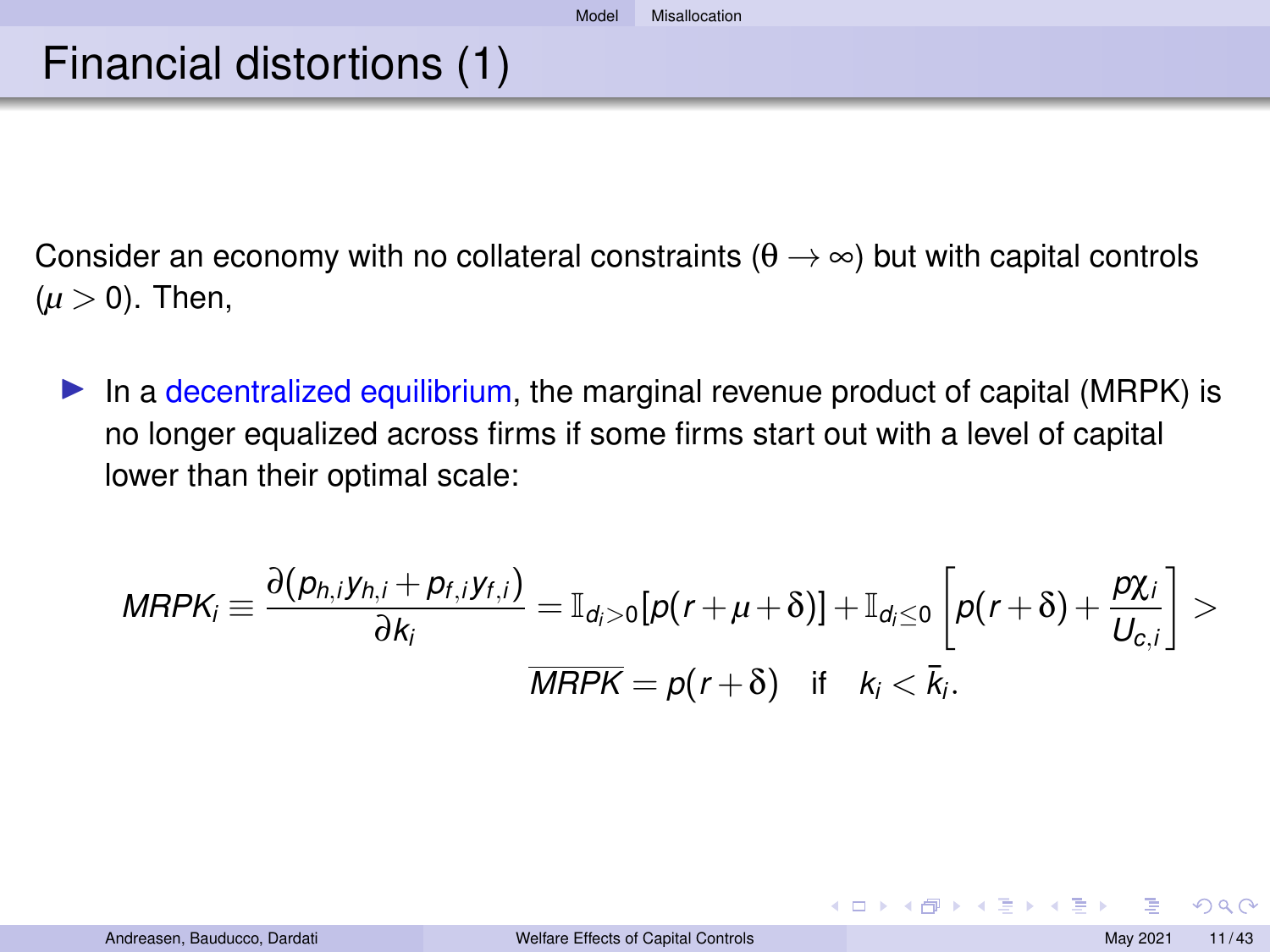# Financial distortions (1)

Consider an economy with no collateral constraints ($\theta \to \infty$) but with capital controls ($\mu > 0$). Then,

- In a decentralized equilibrium, the marginal revenue product of capital (MRPK) is no longer equalized across firms if some firms start out with a level of capital lower than their optimal scale:

$$MRPK_i \equiv \frac{\partial (p_{h,i} y_{h,i} + p_{f,i} y_{f,i})}{\partial k_i} = \mathbb{I}_{d_i > 0}[p(r + \mu + \delta)] + \mathbb{I}_{d_i \leq 0}\left[p(r + \delta) + \frac{p \chi_i}{U_{c,i}}\right] > \overline{MRPK} = p(r + \delta) \quad \text{if} \quad k_i < \bar{k}_i.$$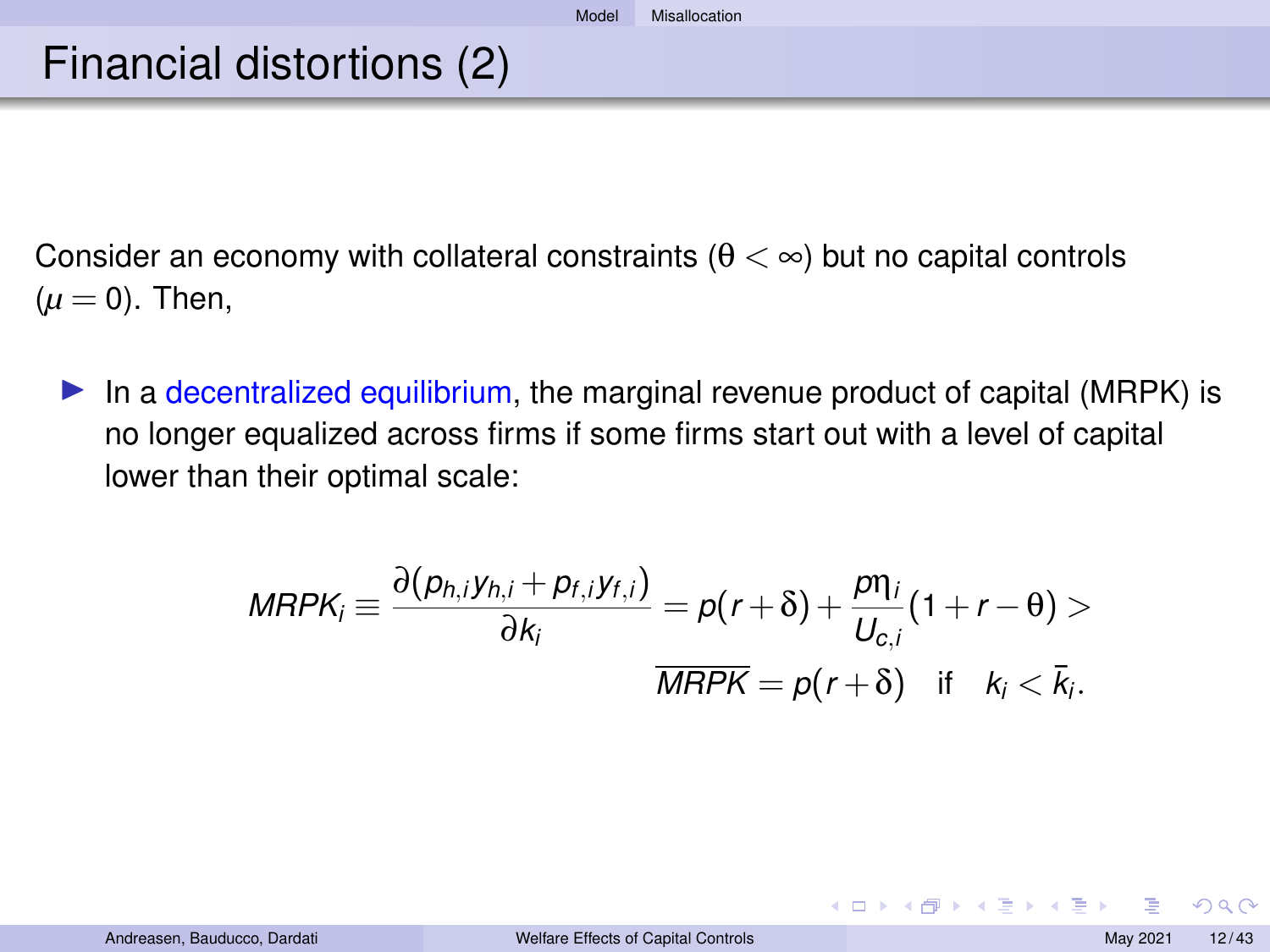# Financial distortions (2)

Consider an economy with collateral constraints ($\theta < \infty$) but no capital controls ($\mu = 0$). Then,

- In a decentralized equilibrium, the marginal revenue product of capital (MRPK) is no longer equalized across firms if some firms start out with a level of capital lower than their optimal scale:

$$MRPK_i \equiv \frac{\partial (p_{h,i} y_{h,i} + p_{f,i} y_{f,i})}{\partial k_i} = p(r + \delta) + \frac{p \eta_i}{U_{c,i}}(1 + r - \theta) > \overline{MRPK} = p(r + \delta) \quad \text{if} \quad k_i < \bar{k}_i.$$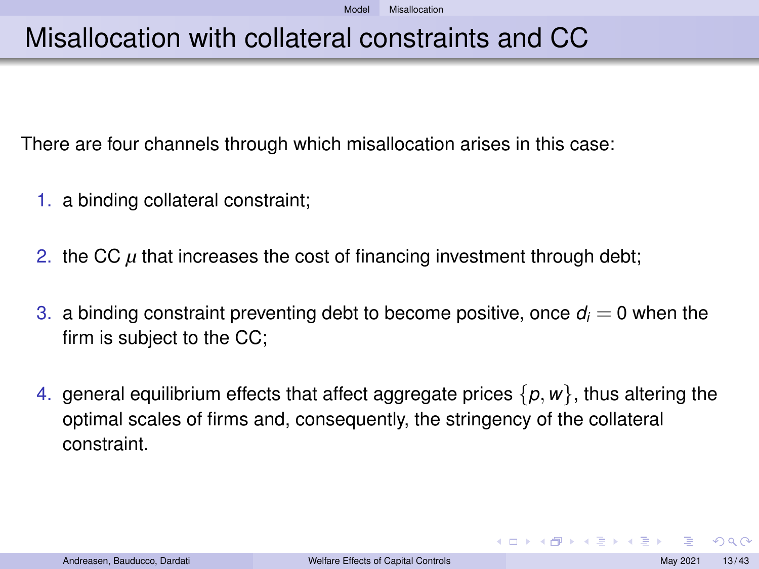# Misallocation with collateral constraints and CC

There are four channels through which misallocation arises in this case:

1. a binding collateral constraint;
2. the CC $\mu$ that increases the cost of financing investment through debt;
3. a binding constraint preventing debt to become positive, once $d_i = 0$ when the firm is subject to the CC;
4. general equilibrium effects that affect aggregate prices $\{p, w\}$, thus altering the optimal scales of firms and, consequently, the stringency of the collateral constraint.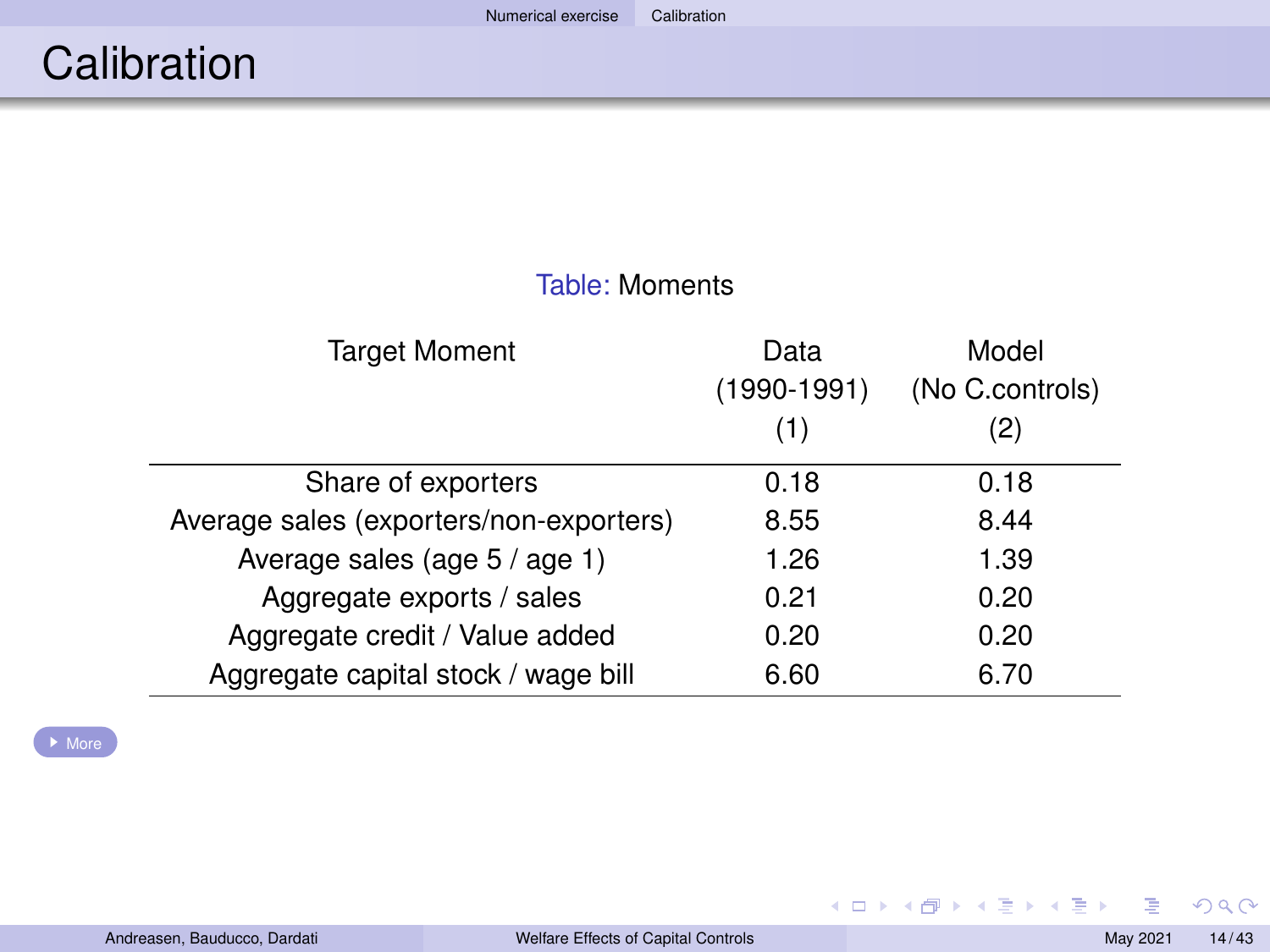# Calibration

Table: Moments

| Target Moment | Data (1990-1991) (1) | Model (No C.controls) (2) |
|---|---|---|
| Share of exporters | 0.18 | 0.18 |
| Average sales (exporters/non-exporters) | 8.55 | 8.44 |
| Average sales (age 5 / age 1) | 1.26 | 1.39 |
| Aggregate exports / sales | 0.21 | 0.20 |
| Aggregate credit / Value added | 0.20 | 0.20 |
| Aggregate capital stock / wage bill | 6.60 | 6.70 |

More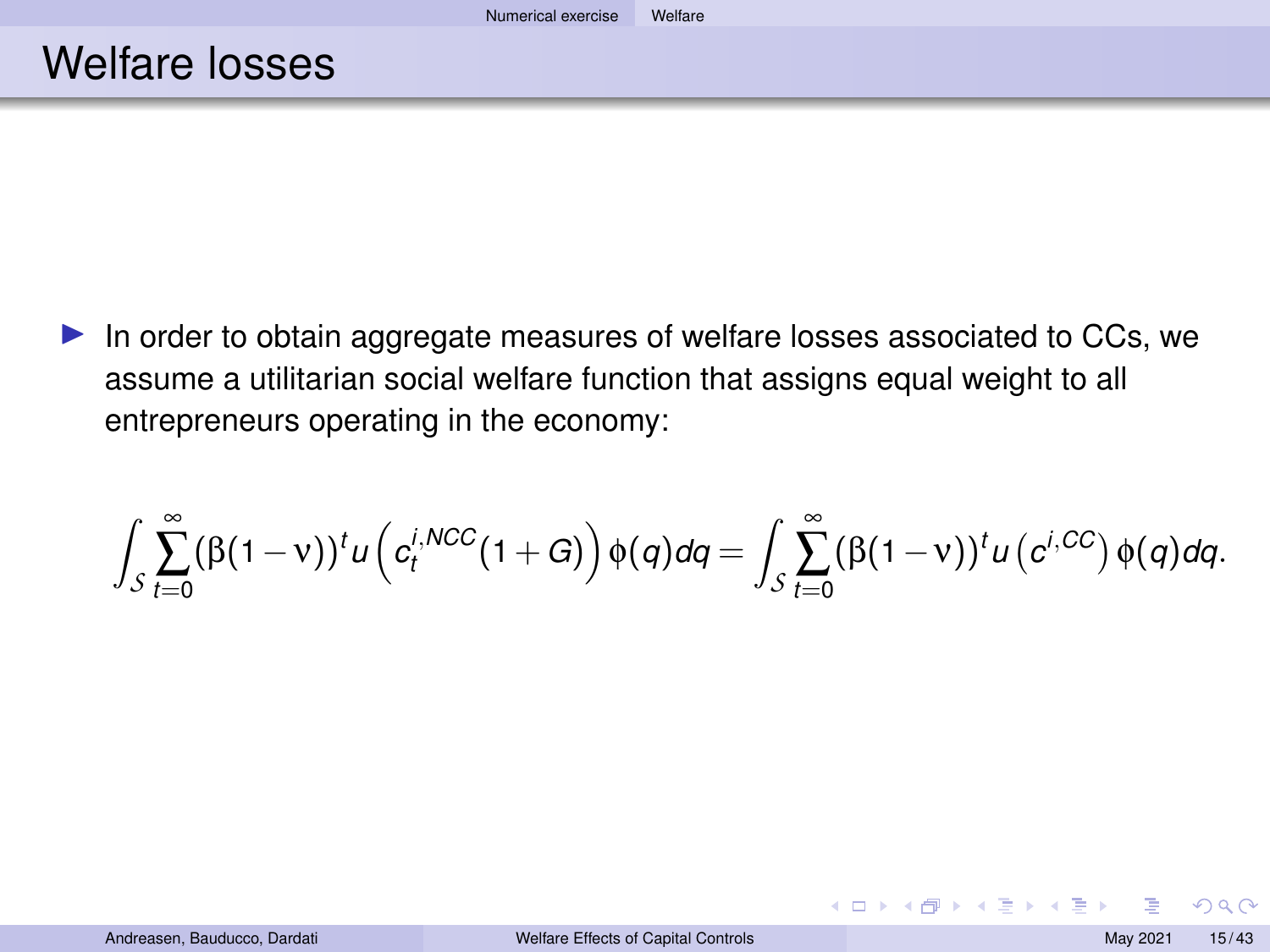# Welfare losses

- In order to obtain aggregate measures of welfare losses associated to CCs, we assume a utilitarian social welfare function that assigns equal weight to all entrepreneurs operating in the economy:

$$\int_{\mathcal{S}} \sum_{t=0}^{\infty} (\beta(1-\nu))^t u\left(c_t^{i,NCC}(1+G)\right) \phi(q) dq = \int_{\mathcal{S}} \sum_{t=0}^{\infty} (\beta(1-\nu))^t u\left(c^{i,CC}\right) \phi(q) dq.$$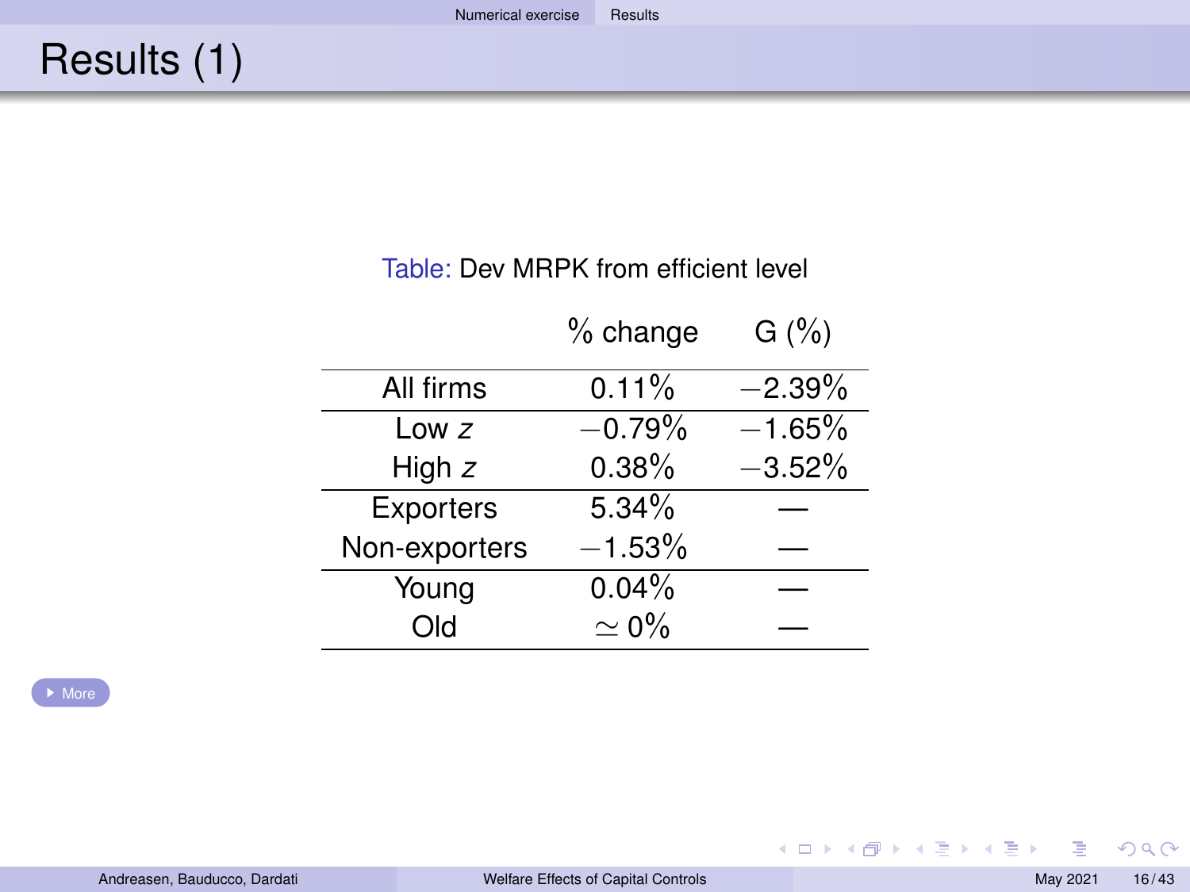# Results (1)

Table: Dev MRPK from efficient level

| | % change | G (%) |
|---|---|---|
| All firms | 0.11% | −2.39% |
| Low $z$ | −0.79% | −1.65% |
| High $z$ | 0.38% | −3.52% |
| Exporters | 5.34% | — |
| Non-exporters | −1.53% | — |
| Young | 0.04% | — |
| Old | $\simeq 0\%$ | — |

More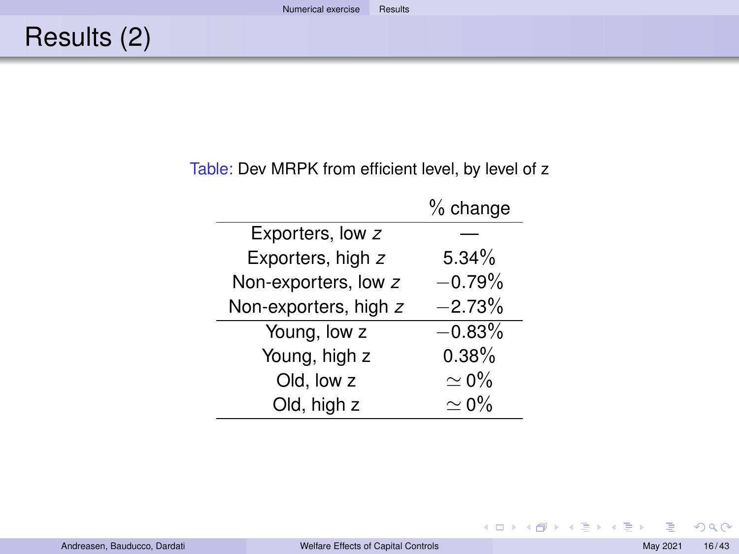# Results (2)

Table: Dev MRPK from efficient level, by level of z

| | % change |
|---|---|
| Exporters, low $z$ | — |
| Exporters, high $z$ | 5.34% |
| Non-exporters, low $z$ | $-0.79\%$ |
| Non-exporters, high $z$ | $-2.73\%$ |
| Young, low z | $-0.83\%$ |
| Young, high z | 0.38% |
| Old, low z | $\simeq 0\%$ |
| Old, high z | $\simeq 0\%$ |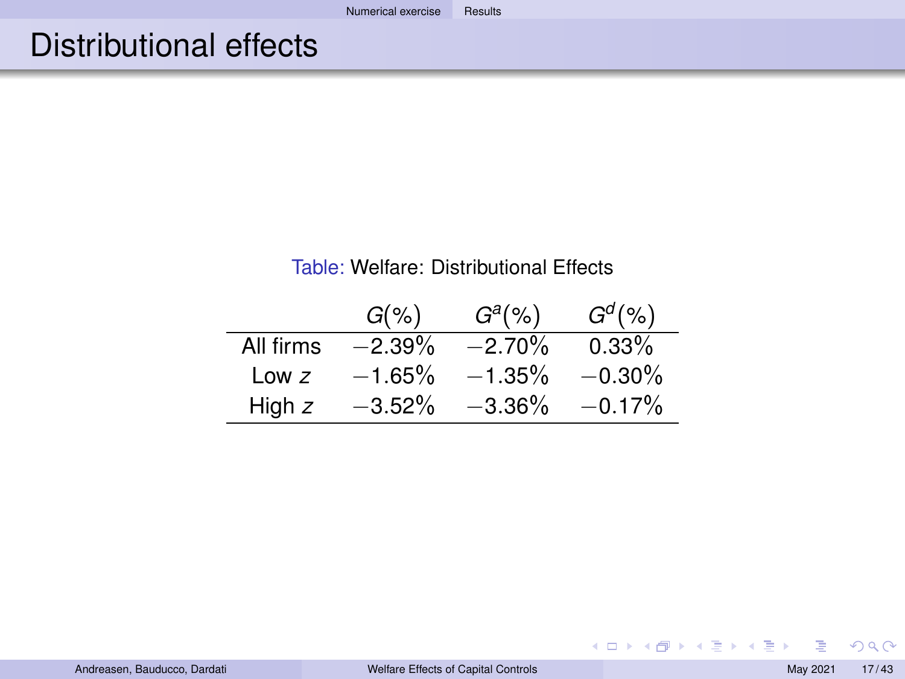# Distributional effects

Table: Welfare: Distributional Effects

| | $G(\%)$ | $G^a(\%)$ | $G^d(\%)$ |
|---|---|---|---|
| All firms | $-2.39\%$ | $-2.70\%$ | $0.33\%$ |
| Low $z$ | $-1.65\%$ | $-1.35\%$ | $-0.30\%$ |
| High $z$ | $-3.52\%$ | $-3.36\%$ | $-0.17\%$ |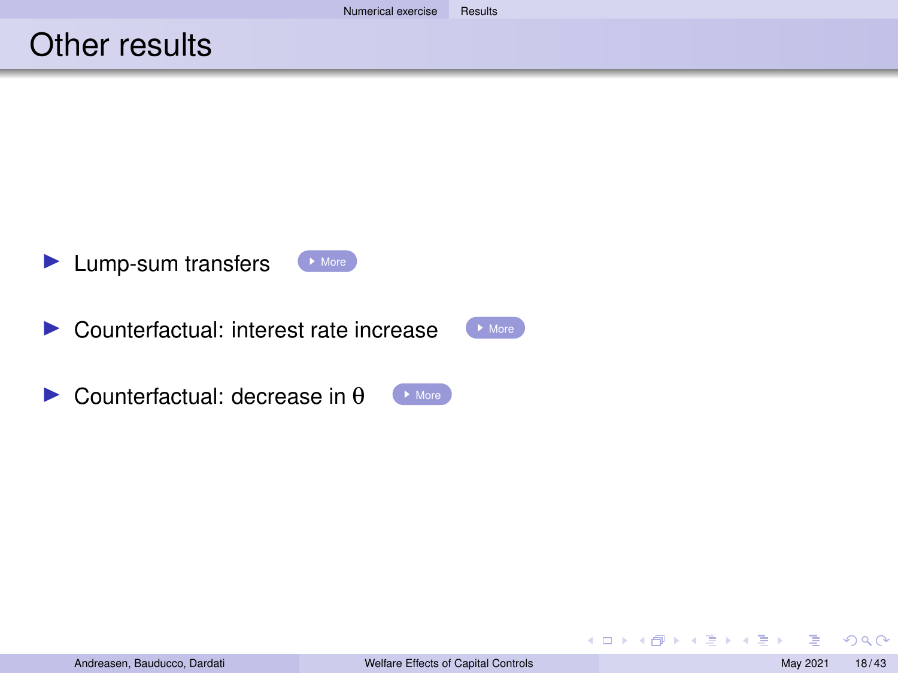# Other results

- Lump-sum transfers More
- Counterfactual: interest rate increase More
- Counterfactual: decrease in $\theta$ More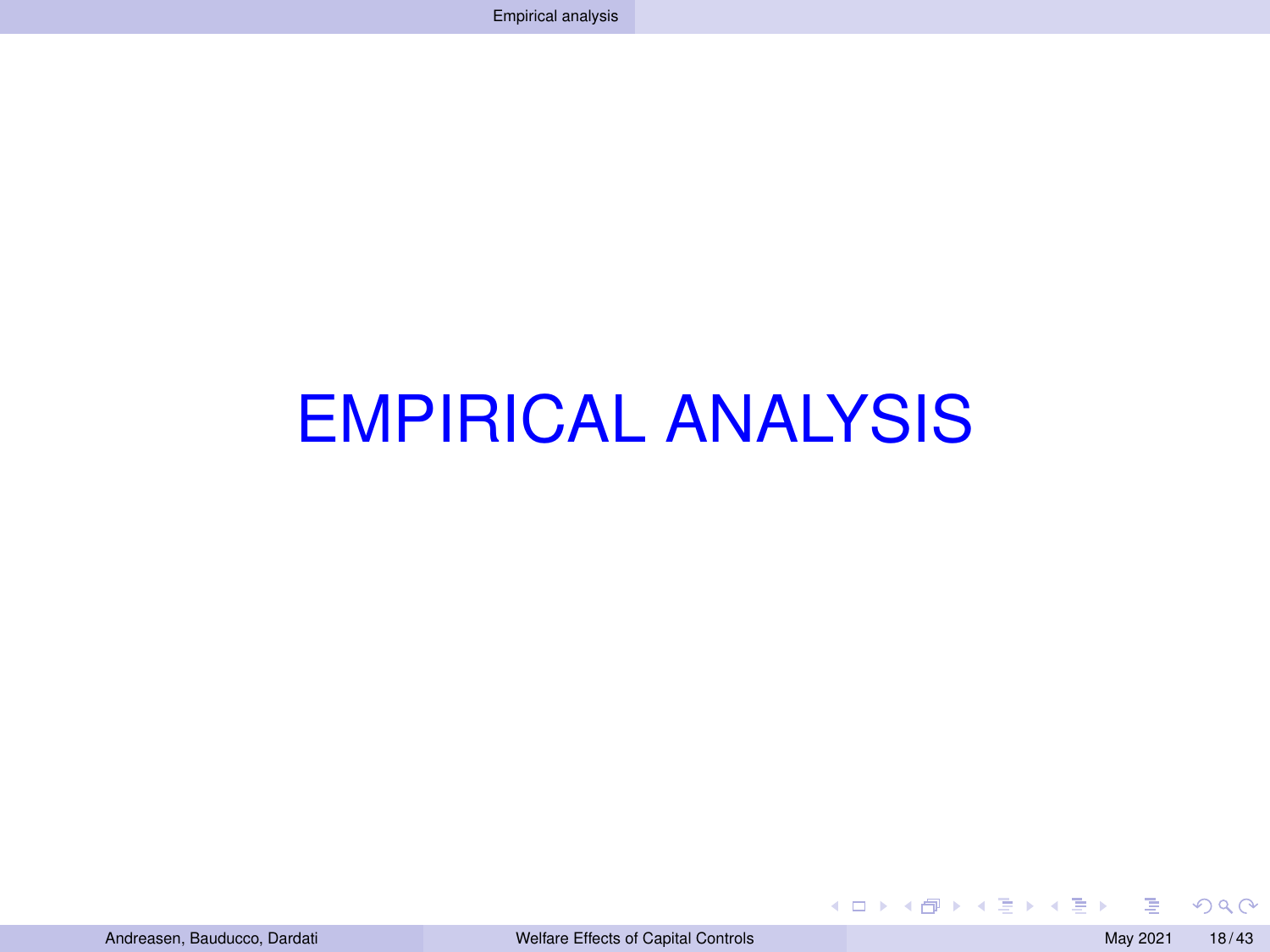# EMPIRICAL ANALYSIS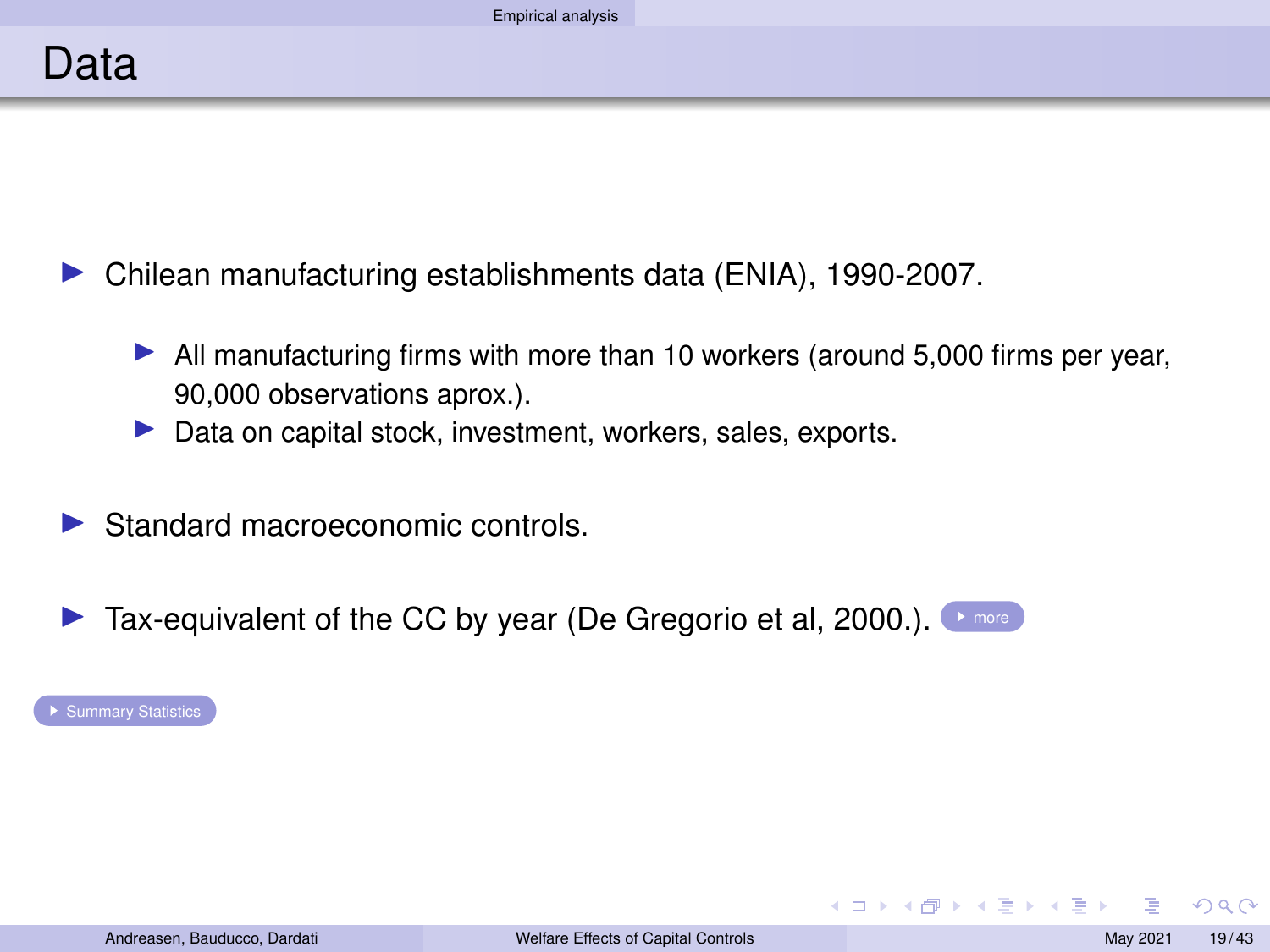# Data

- Chilean manufacturing establishments data (ENIA), 1990-2007.
  - All manufacturing firms with more than 10 workers (around 5,000 firms per year, 90,000 observations aprox.).
  - Data on capital stock, investment, workers, sales, exports.
- Standard macroeconomic controls.
- Tax-equivalent of the CC by year (De Gregorio et al, 2000.). more

Summary Statistics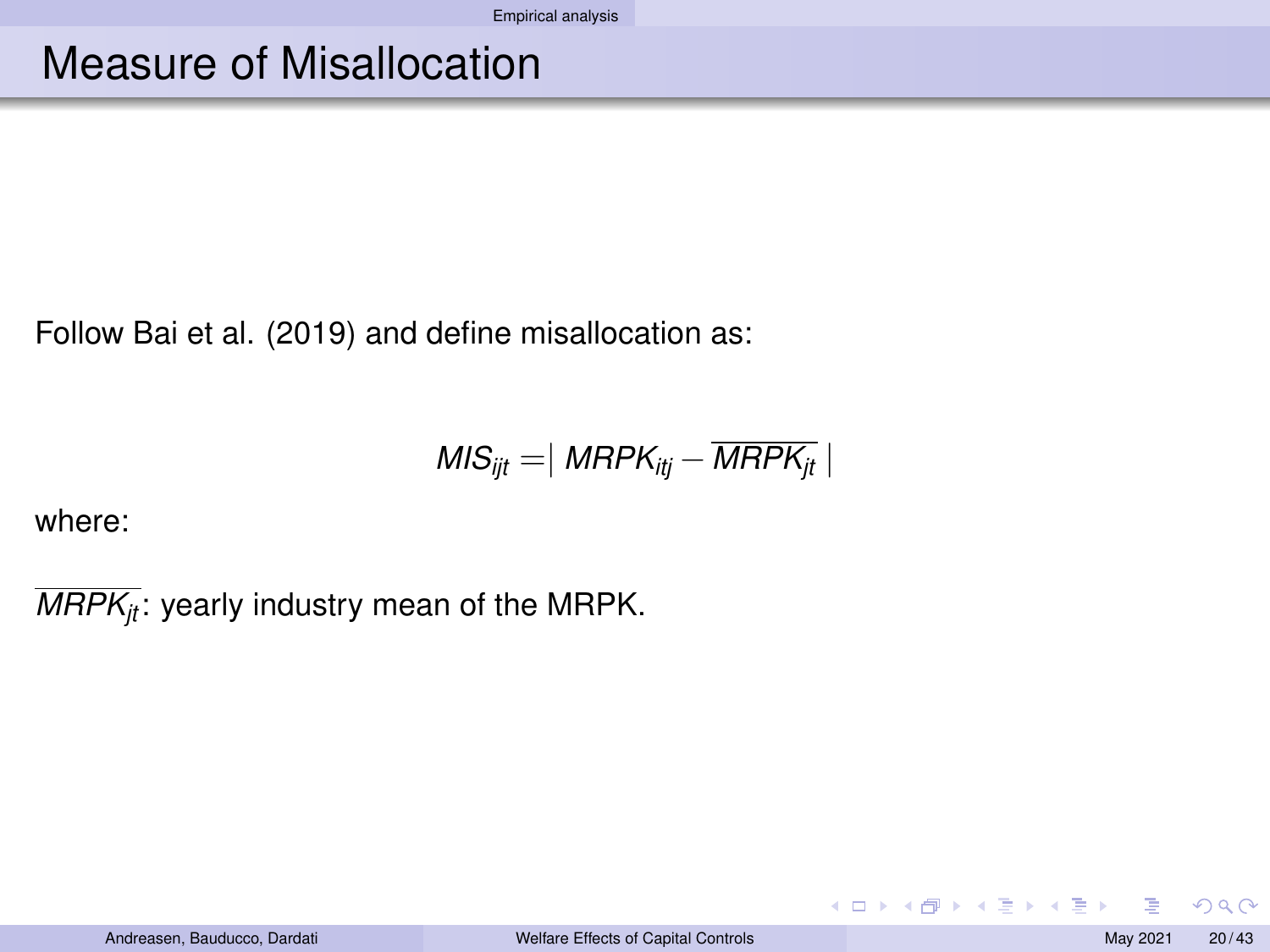# Measure of Misallocation

Follow Bai et al. (2019) and define misallocation as:

$$MIS_{ijt} = \mid MRPK_{itj} - \overline{MRPK_{jt}} \mid$$

where:

$\overline{MRPK_{jt}}$: yearly industry mean of the MRPK.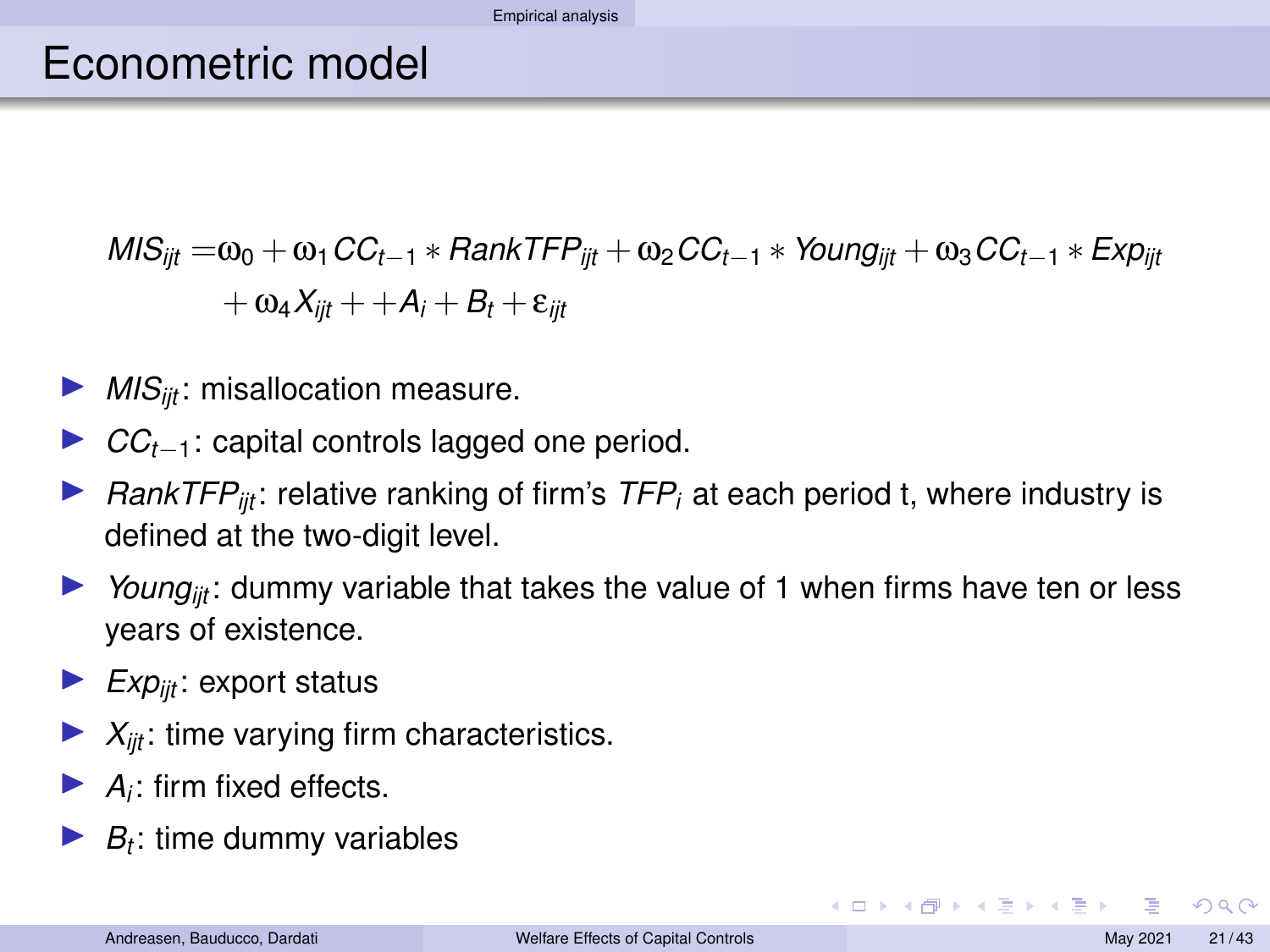# Econometric model

$$
\begin{aligned}
MIS_{ijt} = & \omega_0 + \omega_1 CC_{t-1} * RankTFP_{ijt} + \omega_2 CC_{t-1} * Young_{ijt} + \omega_3 CC_{t-1} * Exp_{ijt} \\
& + \omega_4 X_{ijt} + + A_i + B_t + \varepsilon_{ijt}
\end{aligned}
$$

- $MIS_{ijt}$: misallocation measure.
- $CC_{t-1}$: capital controls lagged one period.
- $RankTFP_{ijt}$: relative ranking of firm's $TFP_i$ at each period t, where industry is defined at the two-digit level.
- $Young_{ijt}$: dummy variable that takes the value of 1 when firms have ten or less years of existence.
- $Exp_{ijt}$: export status
- $X_{ijt}$: time varying firm characteristics.
- $A_i$: firm fixed effects.
- $B_t$: time dummy variables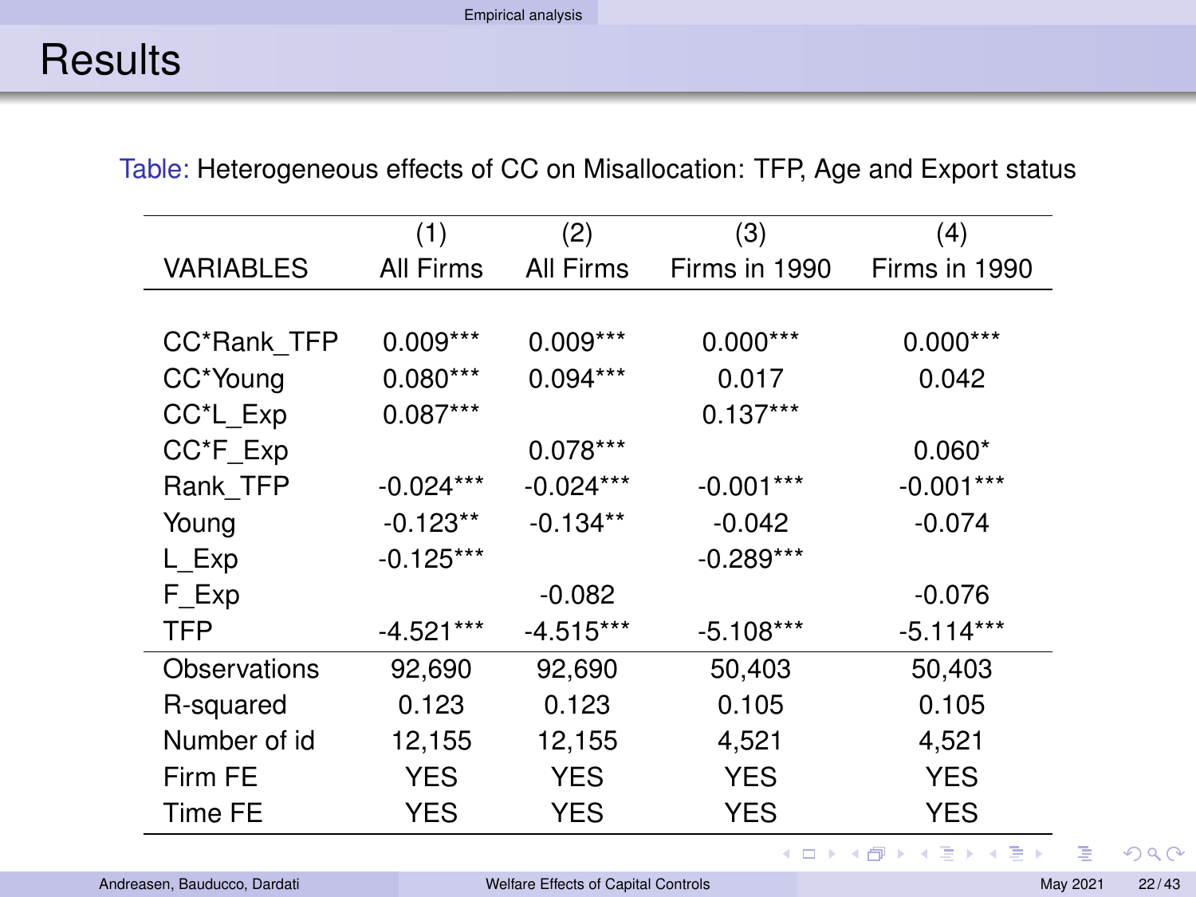# Results

Table: Heterogeneous effects of CC on Misallocation: TFP, Age and Export status

| VARIABLES | (1) All Firms | (2) All Firms | (3) Firms in 1990 | (4) Firms in 1990 |
|---|---|---|---|---|
| CC*Rank_TFP | 0.009*** | 0.009*** | 0.000*** | 0.000*** |
| CC*Young | 0.080*** | 0.094*** | 0.017 | 0.042 |
| CC*L_Exp | 0.087*** | | 0.137*** | |
| CC*F_Exp | | 0.078*** | | 0.060* |
| Rank_TFP | -0.024*** | -0.024*** | -0.001*** | -0.001*** |
| Young | -0.123** | -0.134** | -0.042 | -0.074 |
| L_Exp | -0.125*** | | -0.289*** | |
| F_Exp | | -0.082 | | -0.076 |
| TFP | -4.521*** | -4.515*** | -5.108*** | -5.114*** |
| Observations | 92,690 | 92,690 | 50,403 | 50,403 |
| R-squared | 0.123 | 0.123 | 0.105 | 0.105 |
| Number of id | 12,155 | 12,155 | 4,521 | 4,521 |
| Firm FE | YES | YES | YES | YES |
| Time FE | YES | YES | YES | YES |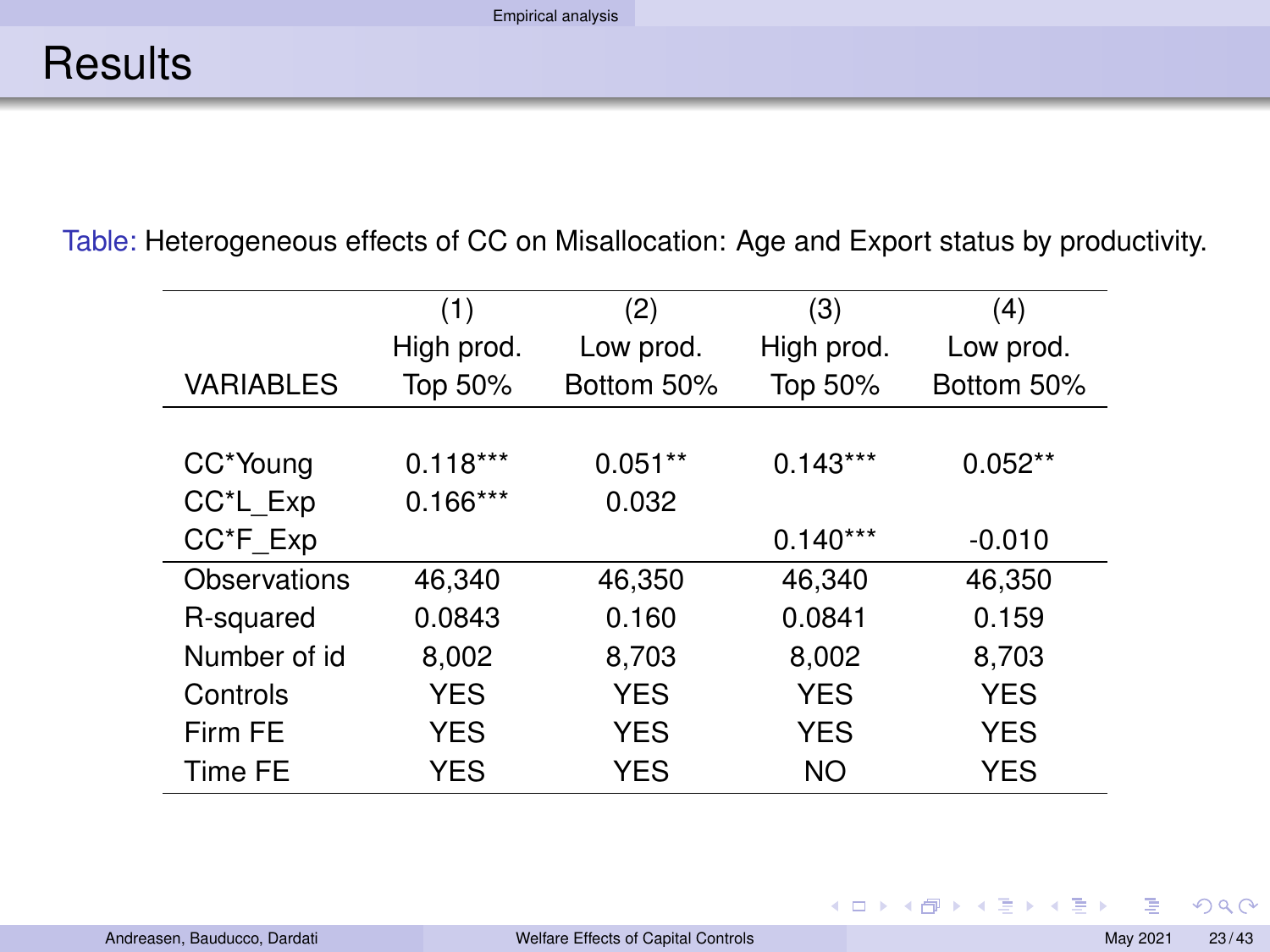# Results

Table: Heterogeneous effects of CC on Misallocation: Age and Export status by productivity.

| VARIABLES | (1) High prod. Top 50% | (2) Low prod. Bottom 50% | (3) High prod. Top 50% | (4) Low prod. Bottom 50% |
|---|---|---|---|---|
| CC*Young | 0.118*** | 0.051** | 0.143*** | 0.052** |
| CC*L_Exp | 0.166*** | 0.032 | | |
| CC*F_Exp | | | 0.140*** | -0.010 |
| Observations | 46,340 | 46,350 | 46,340 | 46,350 |
| R-squared | 0.0843 | 0.160 | 0.0841 | 0.159 |
| Number of id | 8,002 | 8,703 | 8,002 | 8,703 |
| Controls | YES | YES | YES | YES |
| Firm FE | YES | YES | YES | YES |
| Time FE | YES | YES | NO | YES |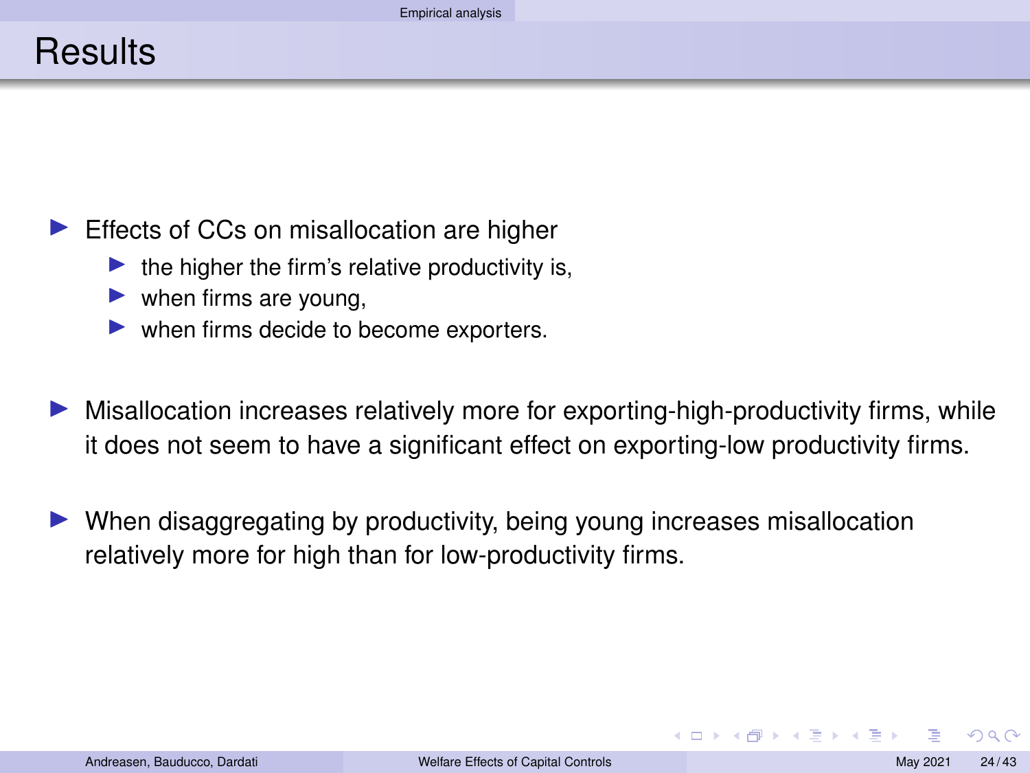# Results

- Effects of CCs on misallocation are higher
  - the higher the firm's relative productivity is,
  - when firms are young,
  - when firms decide to become exporters.
- Misallocation increases relatively more for exporting-high-productivity firms, while it does not seem to have a significant effect on exporting-low productivity firms.
- When disaggregating by productivity, being young increases misallocation relatively more for high than for low-productivity firms.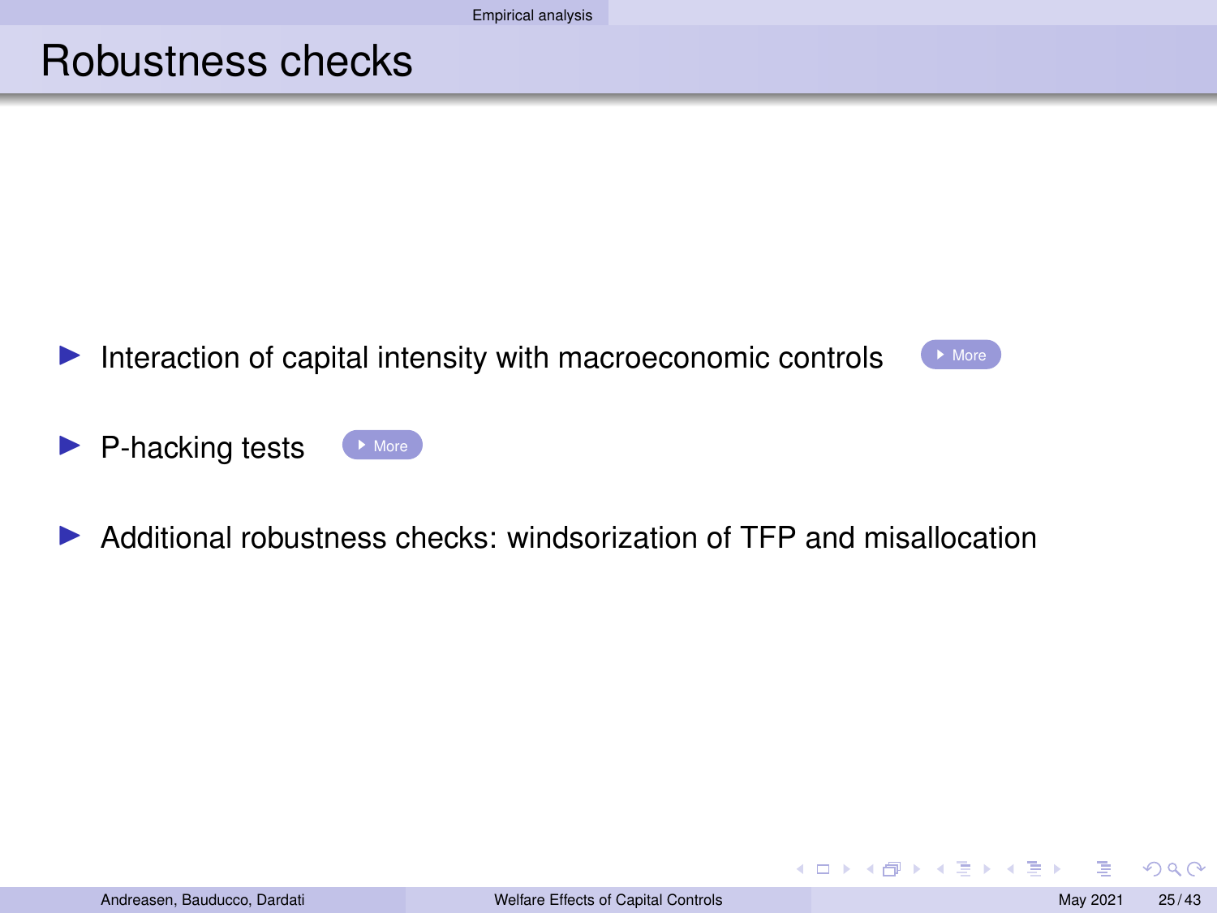# Robustness checks

- Interaction of capital intensity with macroeconomic controls More
- P-hacking tests More
- Additional robustness checks: windsorization of TFP and misallocation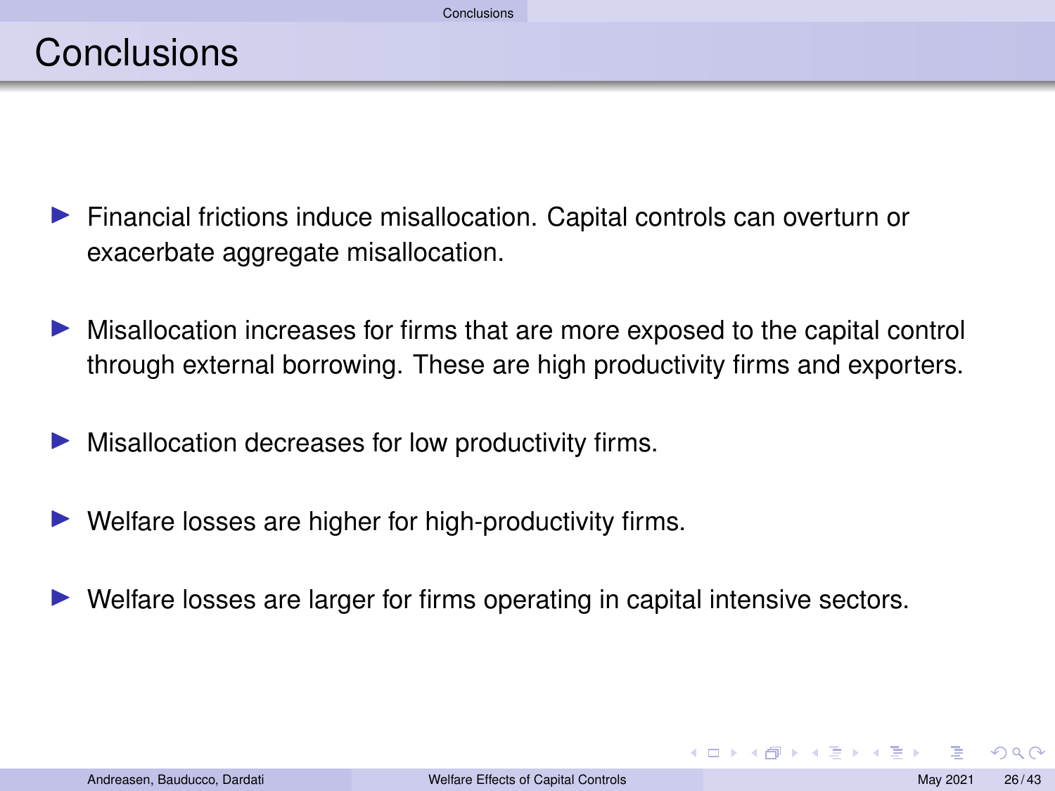# Conclusions

- Financial frictions induce misallocation. Capital controls can overturn or exacerbate aggregate misallocation.
- Misallocation increases for firms that are more exposed to the capital control through external borrowing. These are high productivity firms and exporters.
- Misallocation decreases for low productivity firms.
- Welfare losses are higher for high-productivity firms.
- Welfare losses are larger for firms operating in capital intensive sectors.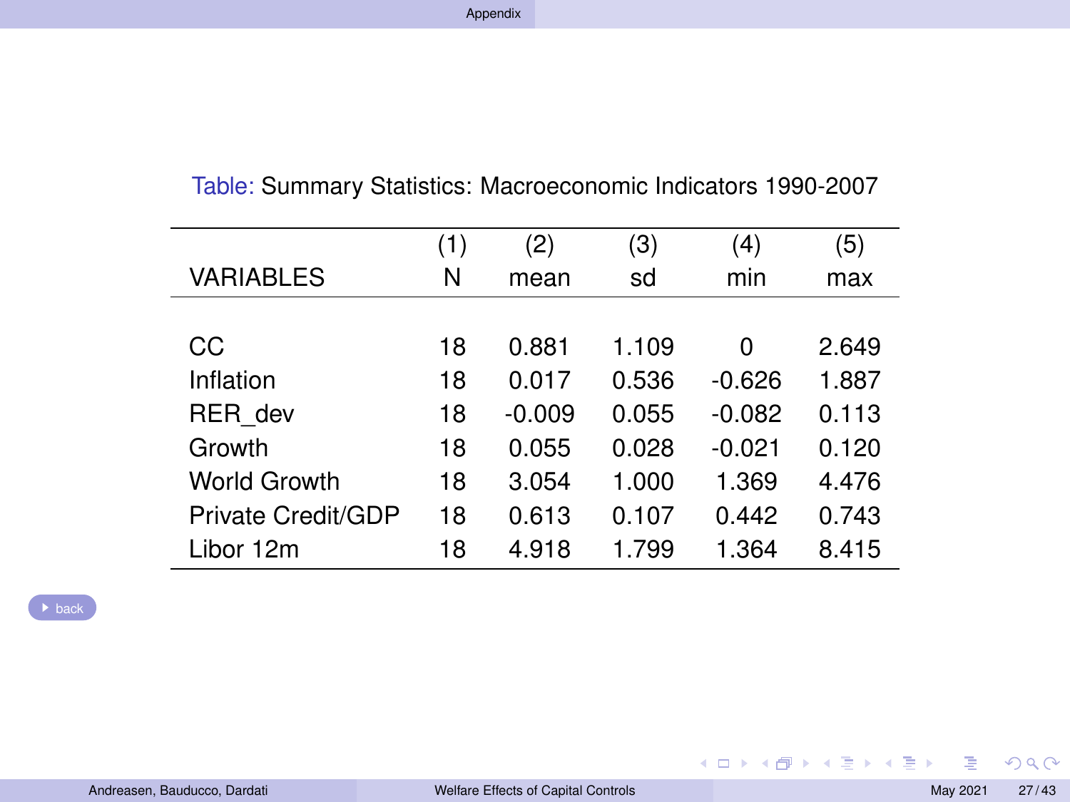Table: Summary Statistics: Macroeconomic Indicators 1990-2007

| VARIABLES | (1) N | (2) mean | (3) sd | (4) min | (5) max |
|---|---|---|---|---|---|
| CC | 18 | 0.881 | 1.109 | 0 | 2.649 |
| Inflation | 18 | 0.017 | 0.536 | -0.626 | 1.887 |
| RER_dev | 18 | -0.009 | 0.055 | -0.082 | 0.113 |
| Growth | 18 | 0.055 | 0.028 | -0.021 | 0.120 |
| World Growth | 18 | 3.054 | 1.000 | 1.369 | 4.476 |
| Private Credit/GDP | 18 | 0.613 | 0.107 | 0.442 | 0.743 |
| Libor 12m | 18 | 4.918 | 1.799 | 1.364 | 8.415 |

back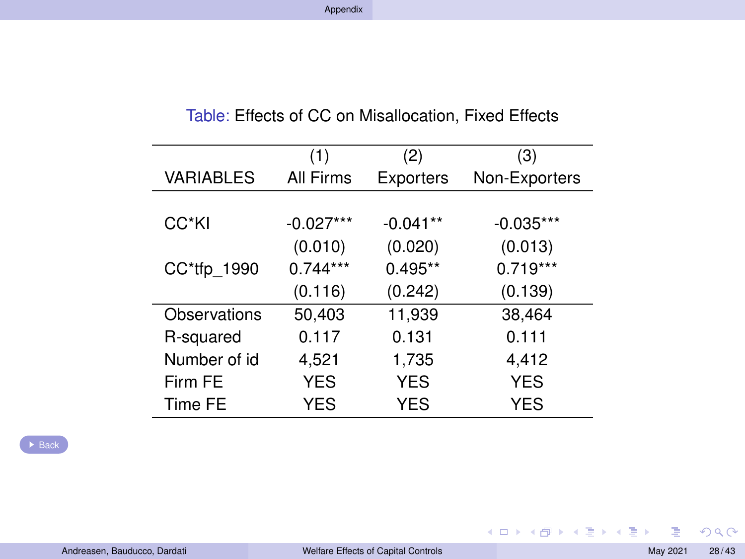Table: Effects of CC on Misallocation, Fixed Effects

| VARIABLES | (1) All Firms | (2) Exporters | (3) Non-Exporters |
|---|---|---|---|
| CC*KI | -0.027*** | -0.041** | -0.035*** |
| | (0.010) | (0.020) | (0.013) |
| CC*tfp_1990 | 0.744*** | 0.495** | 0.719*** |
| | (0.116) | (0.242) | (0.139) |
| Observations | 50,403 | 11,939 | 38,464 |
| R-squared | 0.117 | 0.131 | 0.111 |
| Number of id | 4,521 | 1,735 | 4,412 |
| Firm FE | YES | YES | YES |
| Time FE | YES | YES | YES |

Back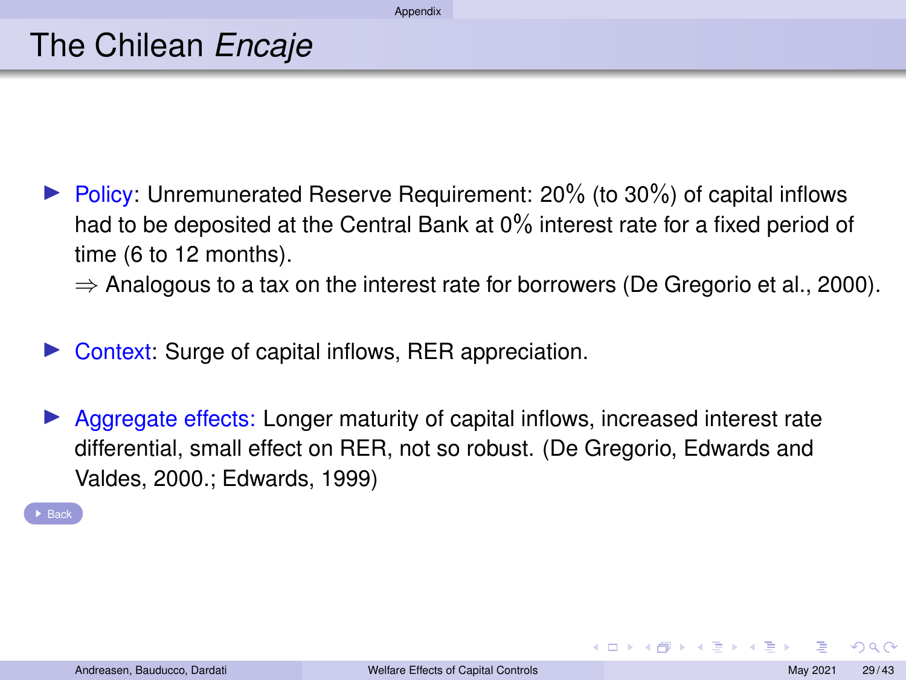# The Chilean *Encaje*

- Policy: Unremunerated Reserve Requirement: 20% (to 30%) of capital inflows had to be deposited at the Central Bank at 0% interest rate for a fixed period of time (6 to 12 months).
  $\Rightarrow$ Analogous to a tax on the interest rate for borrowers (De Gregorio et al., 2000).
- Context: Surge of capital inflows, RER appreciation.
- Aggregate effects: Longer maturity of capital inflows, increased interest rate differential, small effect on RER, not so robust. (De Gregorio, Edwards and Valdes, 2000.; Edwards, 1999)

Back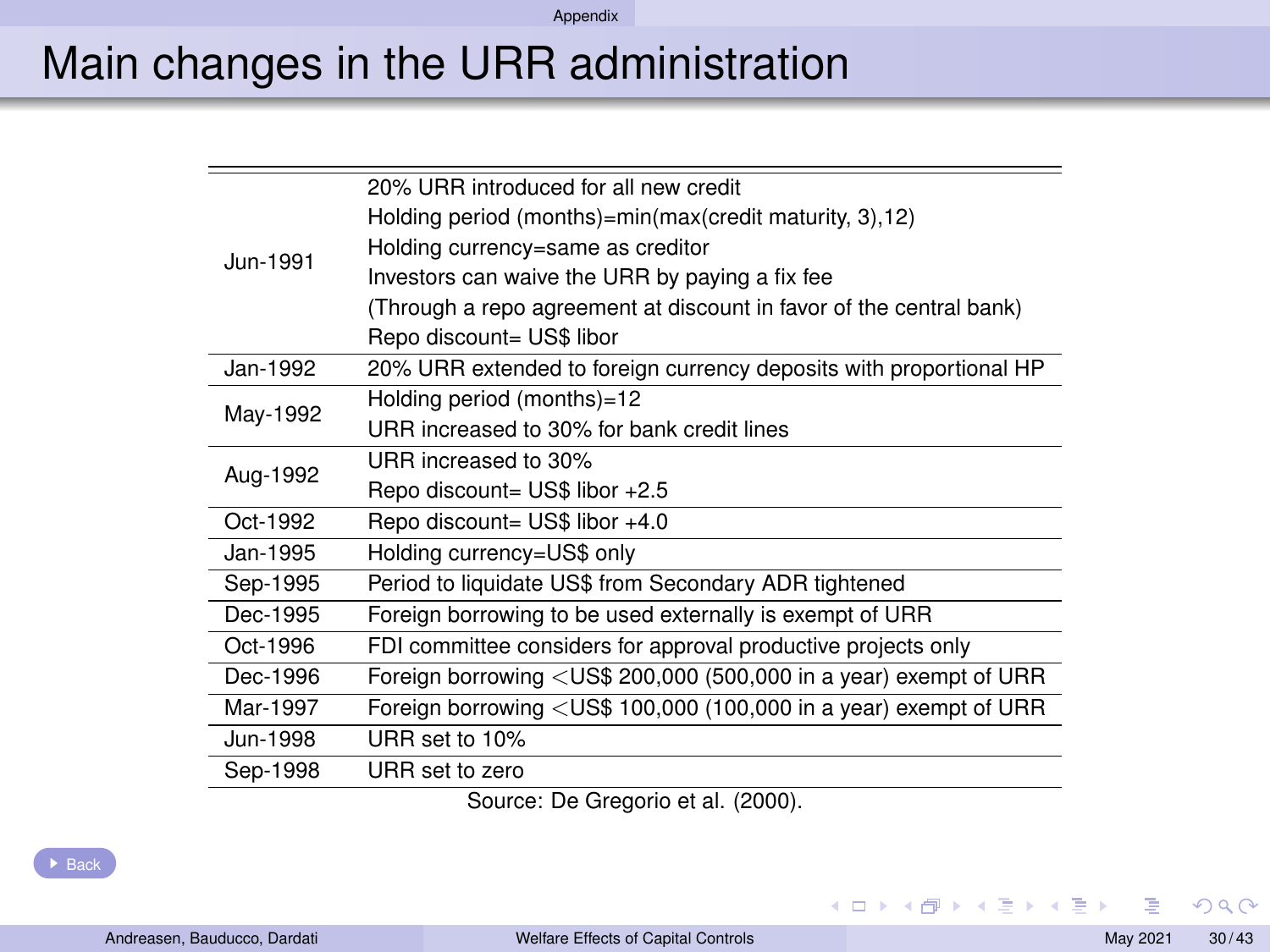# Main changes in the URR administration

| Date | Change |
|---|---|
| Jun-1991 | 20% URR introduced for all new credit<br>Holding period (months)=min(max(credit maturity, 3),12)<br>Holding currency=same as creditor<br>Investors can waive the URR by paying a fix fee<br>(Through a repo agreement at discount in favor of the central bank)<br>Repo discount= US$ libor |
| Jan-1992 | 20% URR extended to foreign currency deposits with proportional HP |
| May-1992 | Holding period (months)=12<br>URR increased to 30% for bank credit lines |
| Aug-1992 | URR increased to 30%<br>Repo discount= US$ libor +2.5 |
| Oct-1992 | Repo discount= US$ libor +4.0 |
| Jan-1995 | Holding currency=US$ only |
| Sep-1995 | Period to liquidate US$ from Secondary ADR tightened |
| Dec-1995 | Foreign borrowing to be used externally is exempt of URR |
| Oct-1996 | FDI committee considers for approval productive projects only |
| Dec-1996 | Foreign borrowing <US$ 200,000 (500,000 in a year) exempt of URR |
| Mar-1997 | Foreign borrowing <US$ 100,000 (100,000 in a year) exempt of URR |
| Jun-1998 | URR set to 10% |
| Sep-1998 | URR set to zero |

Source: De Gregorio et al. (2000).

Back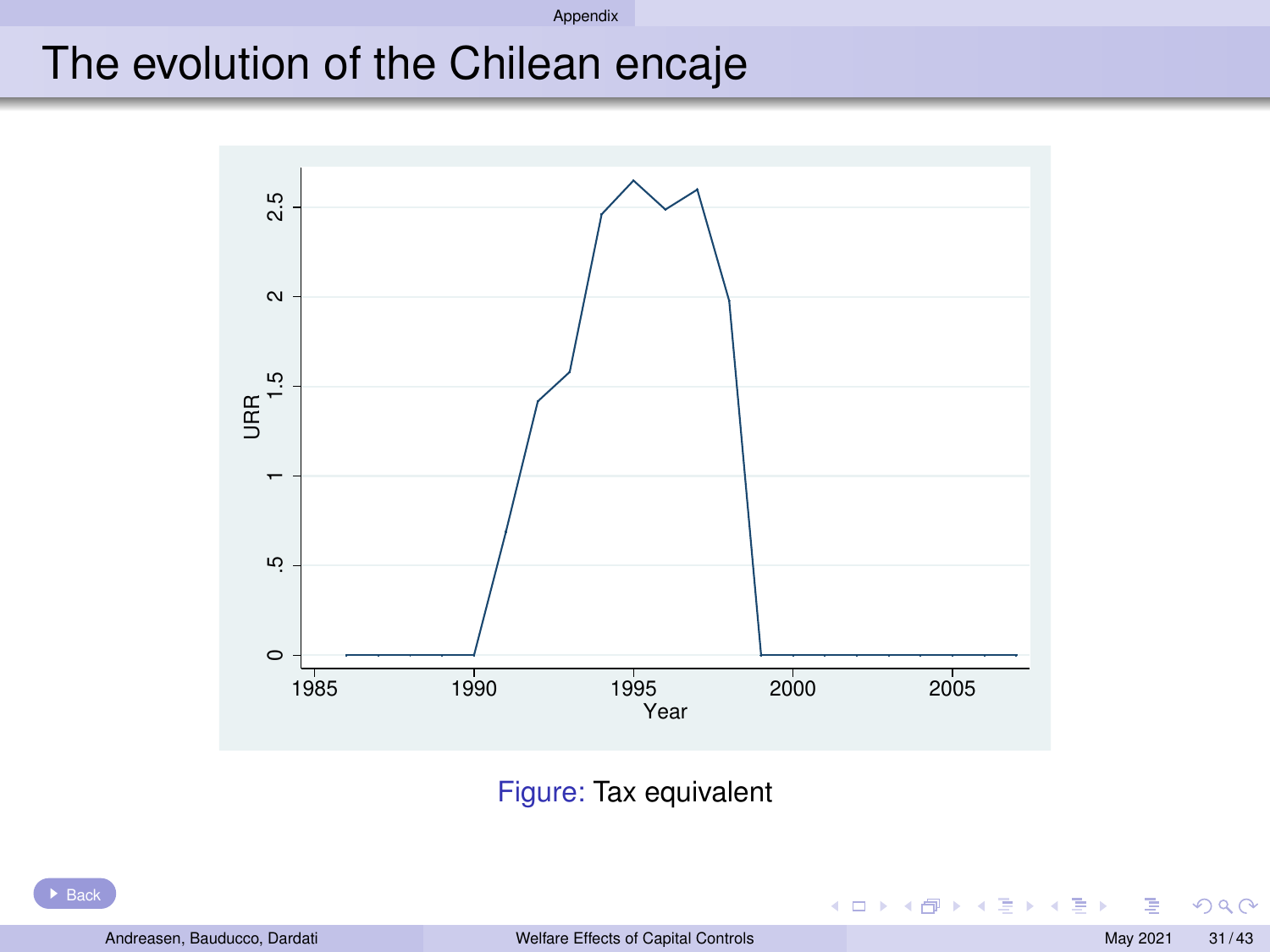# The evolution of the Chilean encaje

Figure: Tax equivalent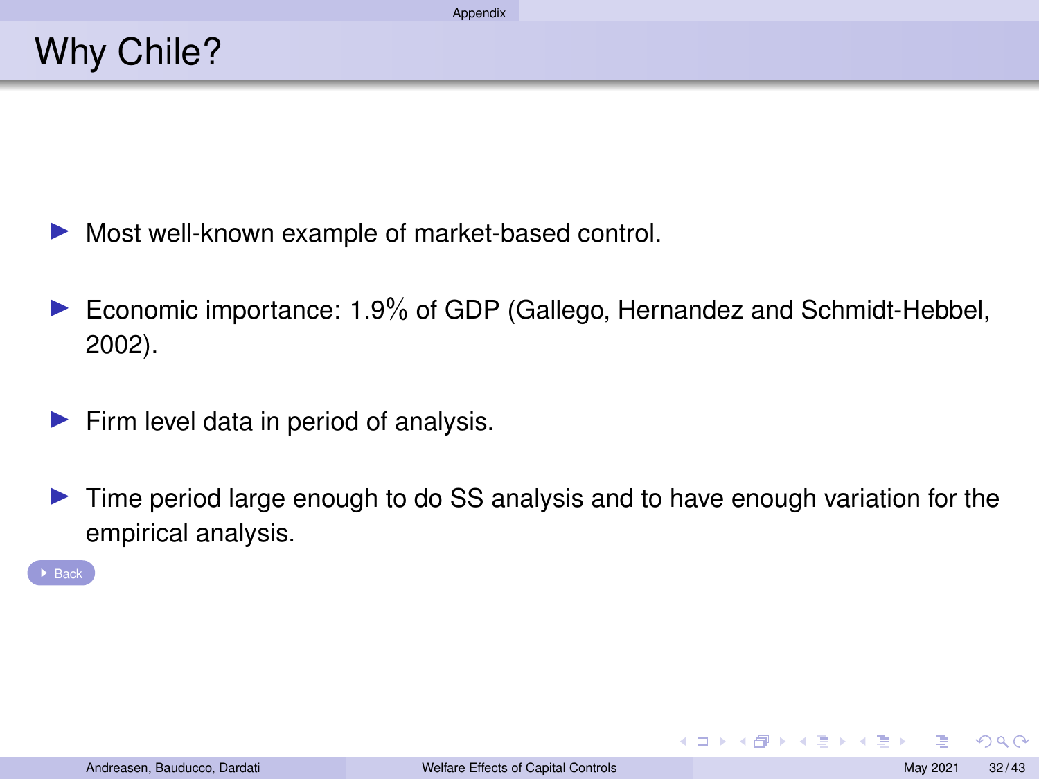# Why Chile?

- Most well-known example of market-based control.
- Economic importance: 1.9% of GDP (Gallego, Hernandez and Schmidt-Hebbel, 2002).
- Firm level data in period of analysis.
- Time period large enough to do SS analysis and to have enough variation for the empirical analysis.

Back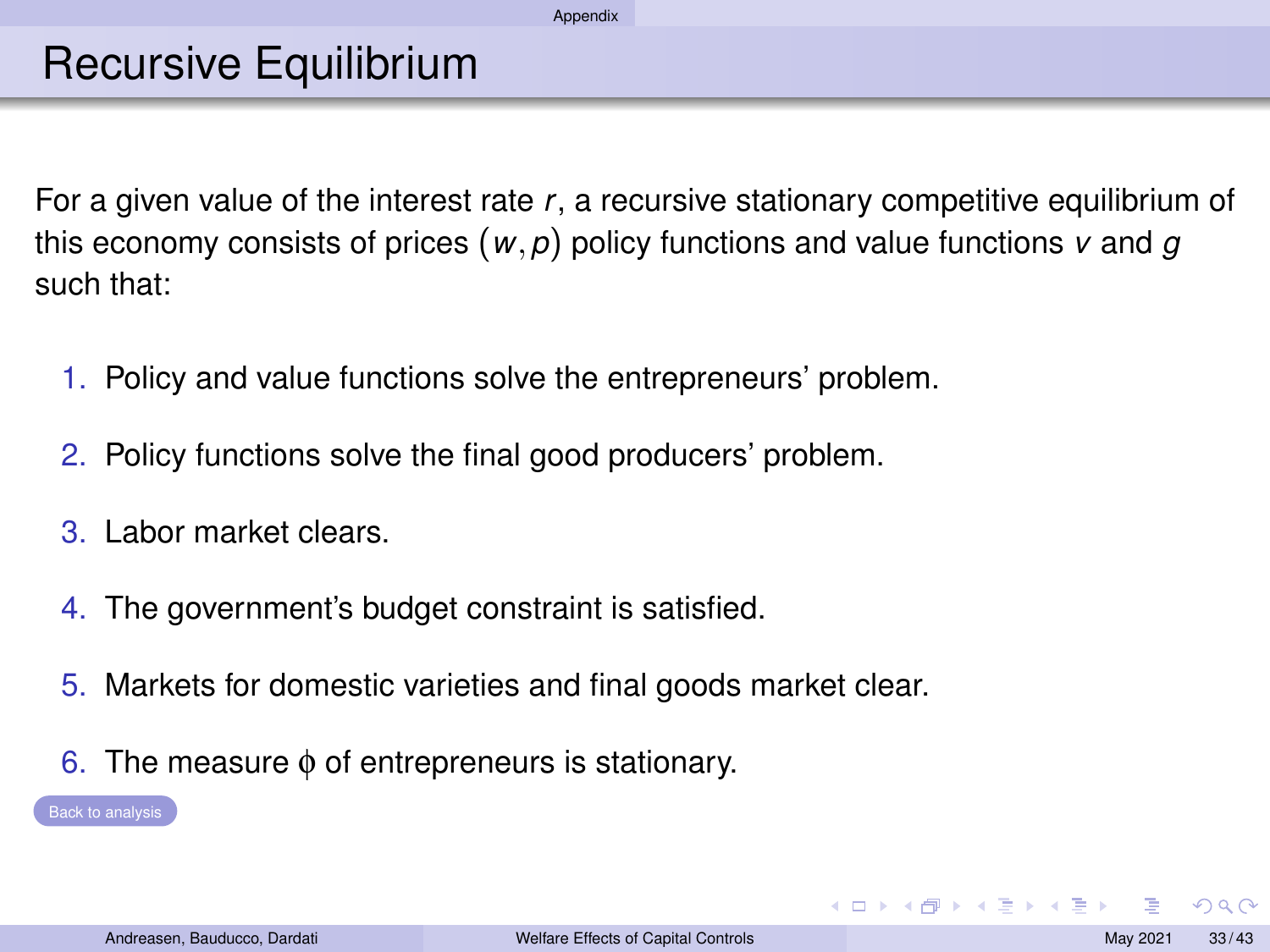# Recursive Equilibrium

For a given value of the interest rate $r$, a recursive stationary competitive equilibrium of this economy consists of prices $(w, p)$ policy functions and value functions $v$ and $g$ such that:

1. Policy and value functions solve the entrepreneurs' problem.
2. Policy functions solve the final good producers' problem.
3. Labor market clears.
4. The government's budget constraint is satisfied.
5. Markets for domestic varieties and final goods market clear.
6. The measure $\phi$ of entrepreneurs is stationary.

Back to analysis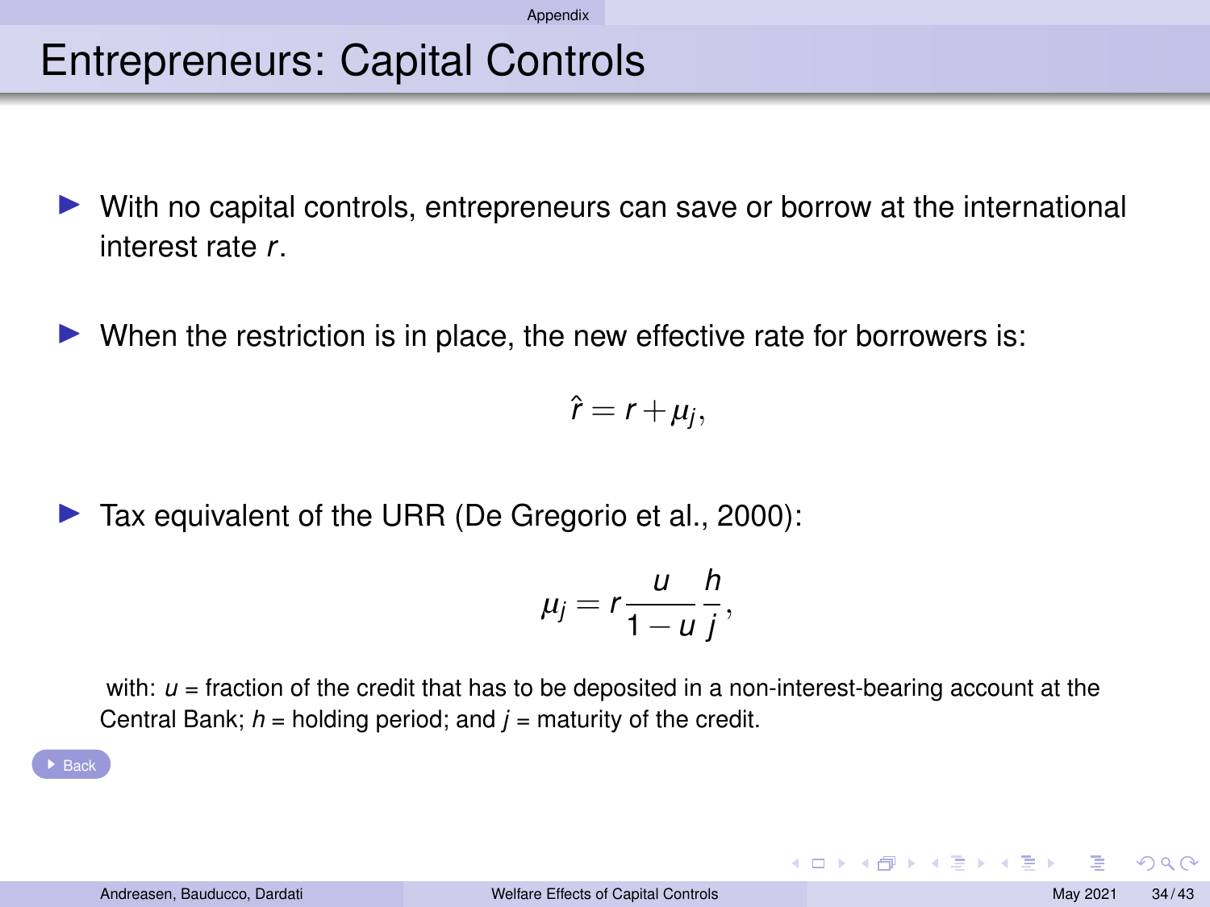# Entrepreneurs: Capital Controls

- With no capital controls, entrepreneurs can save or borrow at the international interest rate $r$.

- When the restriction is in place, the new effective rate for borrowers is:

$$\hat{r} = r + \mu_j,$$

- Tax equivalent of the URR (De Gregorio et al., 2000):

$$\mu_j = r \frac{u}{1-u} \frac{h}{j},$$

with: $u$ = fraction of the credit that has to be deposited in a non-interest-bearing account at the Central Bank; $h$ = holding period; and $j$ = maturity of the credit.

Back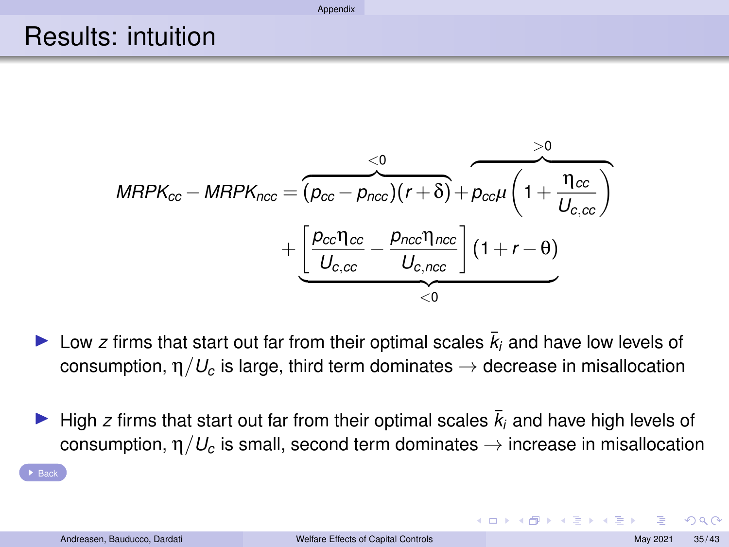# Results: intuition

$$MRPK_{cc} - MRPK_{ncc} = \overbrace{(p_{cc} - p_{ncc})(r+\delta)}^{<0} + \overbrace{p_{cc}\mu\left(1 + \frac{\eta_{cc}}{U_{c,cc}}\right)}^{>0}$$
$$+ \underbrace{\left[\frac{p_{cc}\eta_{cc}}{U_{c,cc}} - \frac{p_{ncc}\eta_{ncc}}{U_{c,ncc}}\right](1+r-\theta)}_{<0}$$

- Low $z$ firms that start out far from their optimal scales $\bar{k}_i$ and have low levels of consumption, $\eta/U_c$ is large, third term dominates $\rightarrow$ decrease in misallocation
- High $z$ firms that start out far from their optimal scales $\bar{k}_i$ and have high levels of consumption, $\eta/U_c$ is small, second term dominates $\rightarrow$ increase in misallocation

Back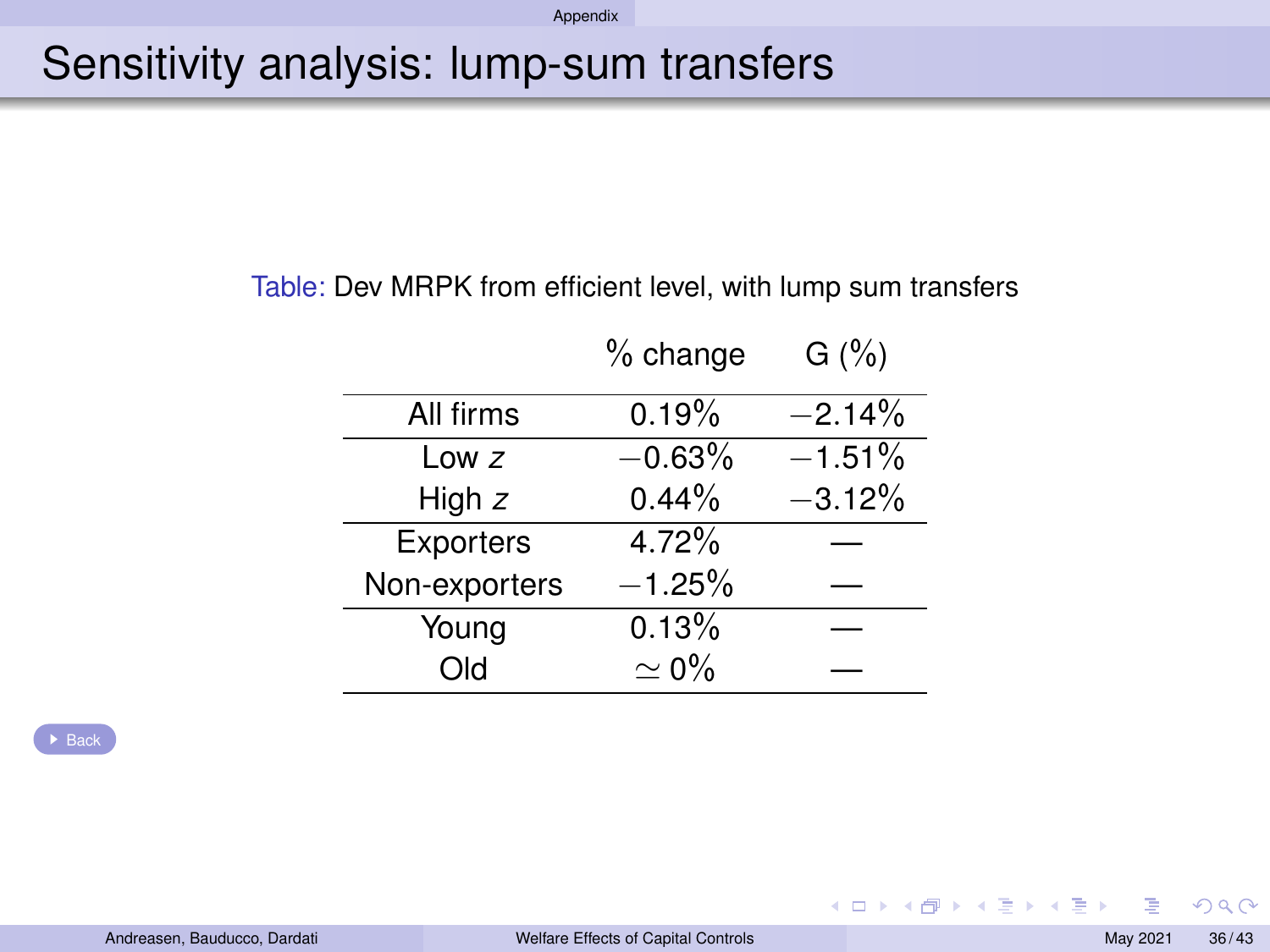# Sensitivity analysis: lump-sum transfers

Table: Dev MRPK from efficient level, with lump sum transfers

| | % change | G (%) |
|---|---|---|
| All firms | 0.19% | $-2.14\%$ |
| Low $z$ | $-0.63\%$ | $-1.51\%$ |
| High $z$ | 0.44% | $-3.12\%$ |
| Exporters | 4.72% | — |
| Non-exporters | $-1.25\%$ | — |
| Young | 0.13% | — |
| Old | $\simeq 0\%$ | — |

Back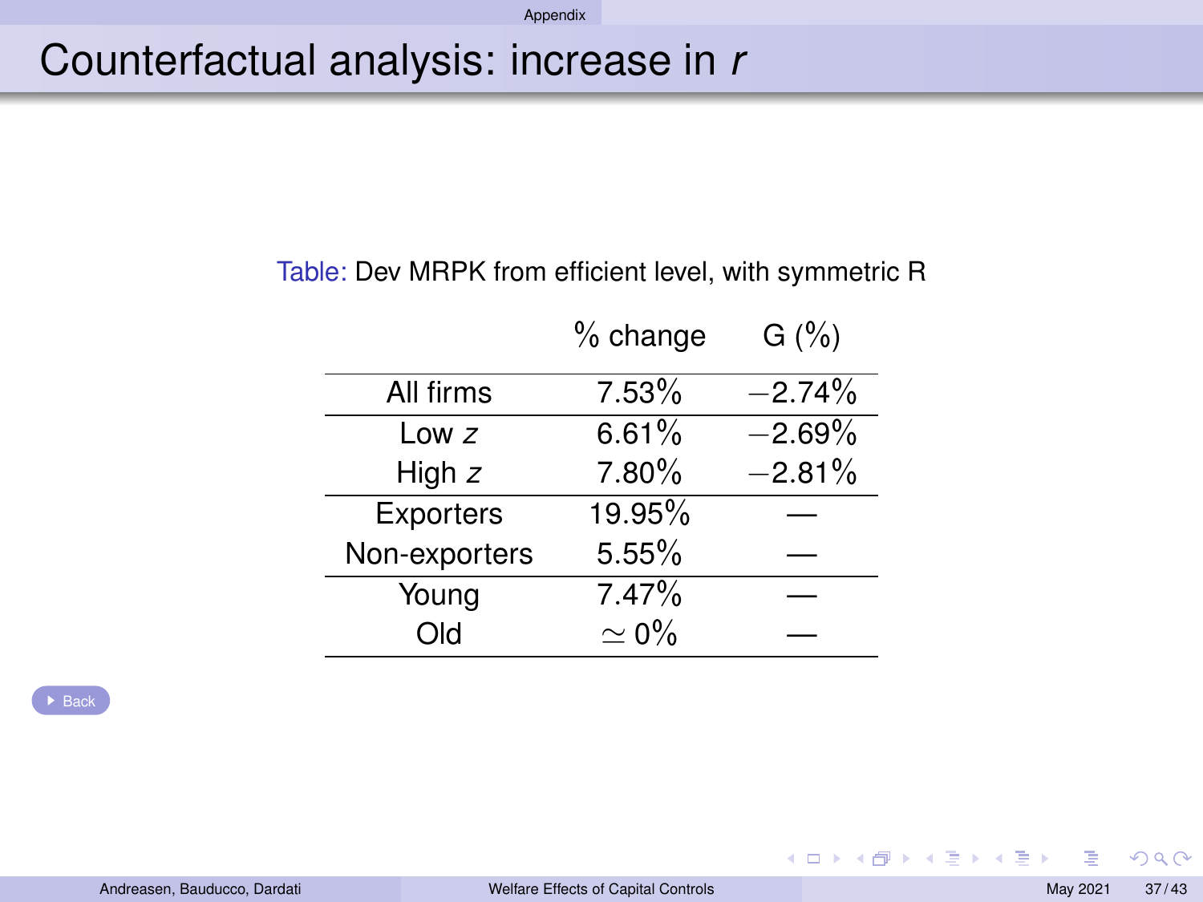# Counterfactual analysis: increase in $r$

Table: Dev MRPK from efficient level, with symmetric R

| | % change | G (%) |
|---|---|---|
| All firms | 7.53% | −2.74% |
| Low $z$ | 6.61% | −2.69% |
| High $z$ | 7.80% | −2.81% |
| Exporters | 19.95% | — |
| Non-exporters | 5.55% | — |
| Young | 7.47% | — |
| Old | $\simeq$ 0% | — |

Back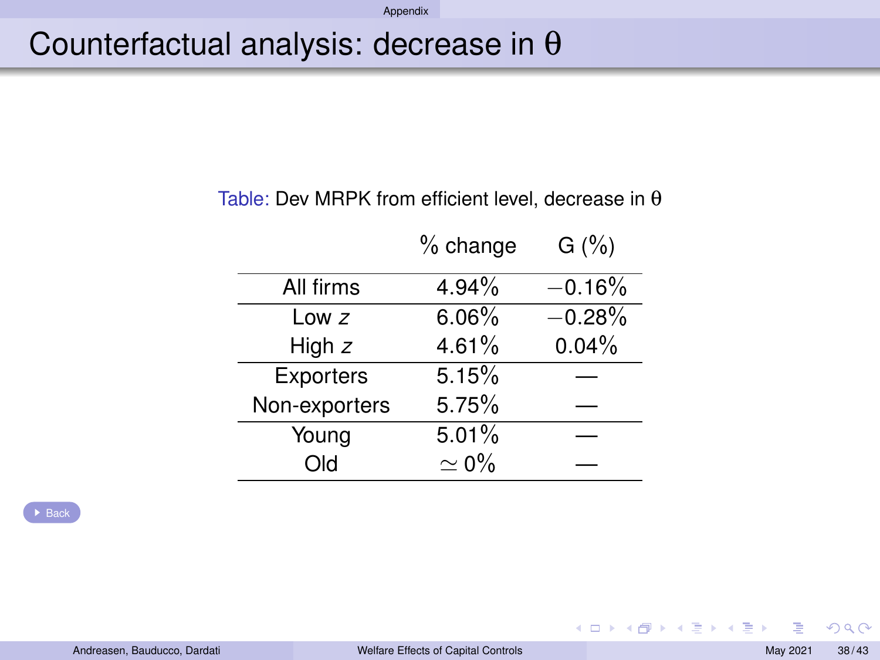# Counterfactual analysis: decrease in $\theta$

Table: Dev MRPK from efficient level, decrease in $\theta$

| | % change | G (%) |
|---|---|---|
| All firms | 4.94% | −0.16% |
| Low $z$ | 6.06% | −0.28% |
| High $z$ | 4.61% | 0.04% |
| Exporters | 5.15% | — |
| Non-exporters | 5.75% | — |
| Young | 5.01% | — |
| Old | $\simeq$ 0% | — |

Back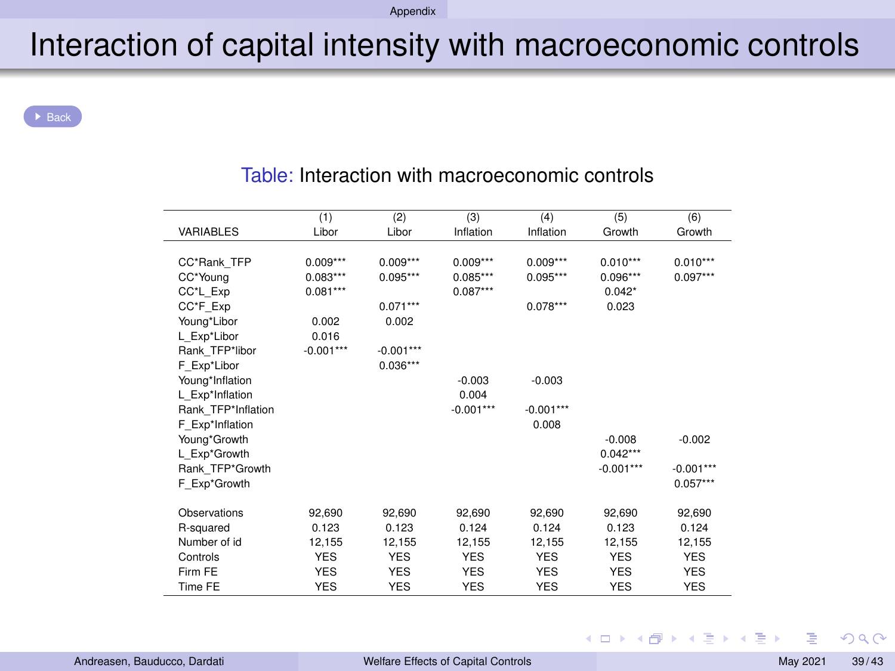# Interaction of capital intensity with macroeconomic controls

Back

Table: Interaction with macroeconomic controls

| VARIABLES | (1) Libor | (2) Libor | (3) Inflation | (4) Inflation | (5) Growth | (6) Growth |
|---|---|---|---|---|---|---|
| CC*Rank_TFP | 0.009*** | 0.009*** | 0.009*** | 0.009*** | 0.010*** | 0.010*** |
| CC*Young | 0.083*** | 0.095*** | 0.085*** | 0.095*** | 0.096*** | 0.097*** |
| CC*L_Exp | 0.081*** | | 0.087*** | | 0.042* | |
| CC*F_Exp | | 0.071*** | | 0.078*** | 0.023 | |
| Young*Libor | 0.002 | 0.002 | | | | |
| L_Exp*Libor | 0.016 | | | | | |
| Rank_TFP*libor | -0.001*** | -0.001*** | | | | |
| F_Exp*Libor | | 0.036*** | | | | |
| Young*Inflation | | | -0.003 | -0.003 | | |
| L_Exp*Inflation | | | 0.004 | | | |
| Rank_TFP*Inflation | | | -0.001*** | -0.001*** | | |
| F_Exp*Inflation | | | | 0.008 | | |
| Young*Growth | | | | | -0.008 | -0.002 |
| L_Exp*Growth | | | | | 0.042*** | |
| Rank_TFP*Growth | | | | | -0.001*** | -0.001*** |
| F_Exp*Growth | | | | | | 0.057*** |
| Observations | 92,690 | 92,690 | 92,690 | 92,690 | 92,690 | 92,690 |
| R-squared | 0.123 | 0.123 | 0.124 | 0.124 | 0.123 | 0.124 |
| Number of id | 12,155 | 12,155 | 12,155 | 12,155 | 12,155 | 12,155 |
| Controls | YES | YES | YES | YES | YES | YES |
| Firm FE | YES | YES | YES | YES | YES | YES |
| Time FE | YES | YES | YES | YES | YES | YES |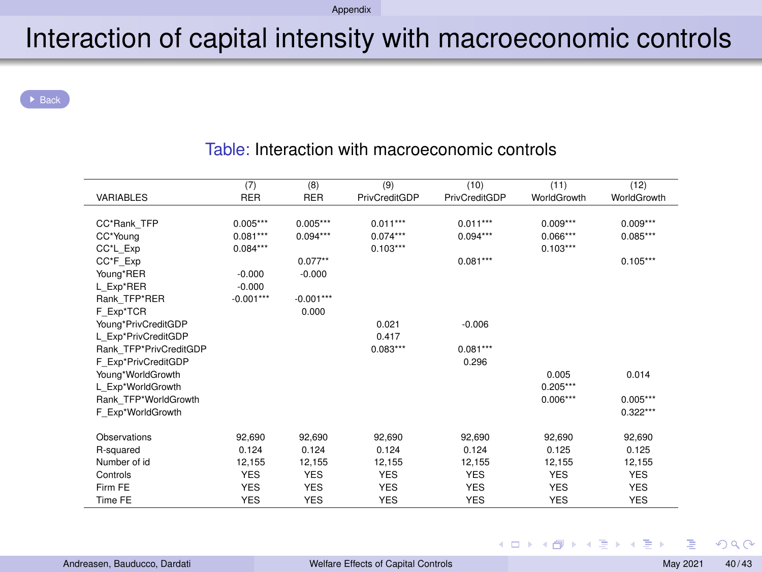# Interaction of capital intensity with macroeconomic controls

Back

Table: Interaction with macroeconomic controls

| VARIABLES | (7) RER | (8) RER | (9) PrivCreditGDP | (10) PrivCreditGDP | (11) WorldGrowth | (12) WorldGrowth |
|---|---|---|---|---|---|---|
| CC*Rank_TFP | 0.005*** | 0.005*** | 0.011*** | 0.011*** | 0.009*** | 0.009*** |
| CC*Young | 0.081*** | 0.094*** | 0.074*** | 0.094*** | 0.066*** | 0.085*** |
| CC*L_Exp | 0.084*** | | 0.103*** | | 0.103*** | |
| CC*F_Exp | | 0.077** | | 0.081*** | | 0.105*** |
| Young*RER | -0.000 | -0.000 | | | | |
| L_Exp*RER | -0.000 | | | | | |
| Rank_TFP*RER | -0.001*** | -0.001*** | | | | |
| F_Exp*TCR | | 0.000 | | | | |
| Young*PrivCreditGDP | | | 0.021 | -0.006 | | |
| L_Exp*PrivCreditGDP | | | 0.417 | | | |
| Rank_TFP*PrivCreditGDP | | | 0.083*** | 0.081*** | | |
| F_Exp*PrivCreditGDP | | | | 0.296 | | |
| Young*WorldGrowth | | | | | 0.005 | 0.014 |
| L_Exp*WorldGrowth | | | | | 0.205*** | |
| Rank_TFP*WorldGrowth | | | | | 0.006*** | 0.005*** |
| F_Exp*WorldGrowth | | | | | | 0.322*** |
| Observations | 92,690 | 92,690 | 92,690 | 92,690 | 92,690 | 92,690 |
| R-squared | 0.124 | 0.124 | 0.124 | 0.124 | 0.125 | 0.125 |
| Number of id | 12,155 | 12,155 | 12,155 | 12,155 | 12,155 | 12,155 |
| Controls | YES | YES | YES | YES | YES | YES |
| Firm FE | YES | YES | YES | YES | YES | YES |
| Time FE | YES | YES | YES | YES | YES | YES |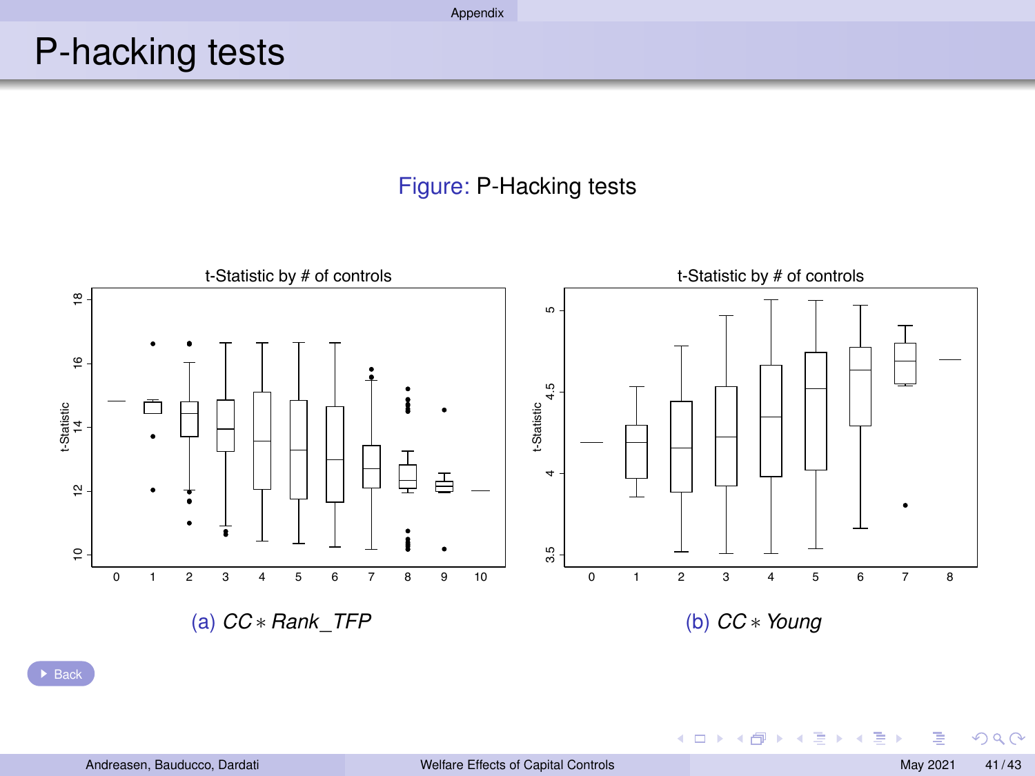# P-hacking tests

Figure: P-Hacking tests

t-Statistic by # of controls

(a) $CC * Rank\_TFP$

t-Statistic by # of controls

(b) $CC * Young$

Back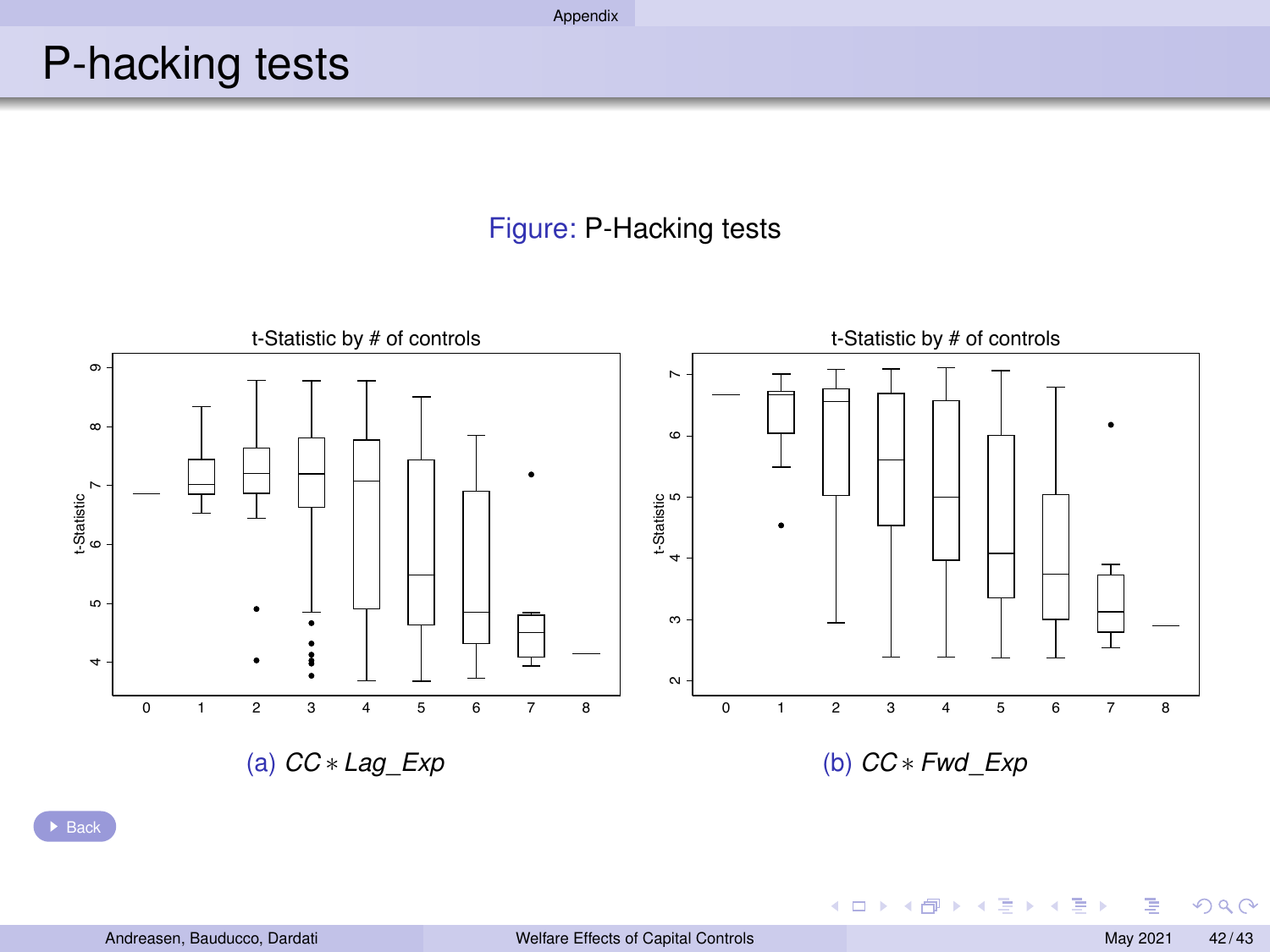# P-hacking tests

Figure: P-Hacking tests

t-Statistic by # of controls

(a) $CC * Lag\_Exp$

t-Statistic by # of controls

(b) $CC * Fwd\_Exp$

Back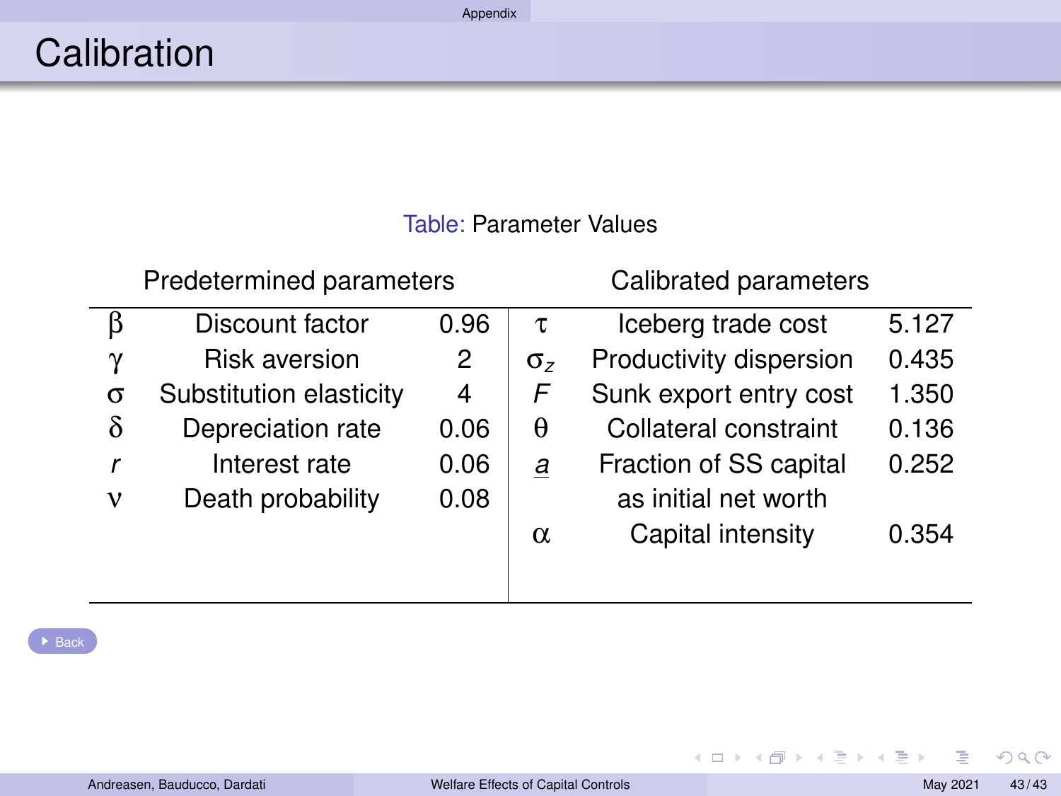# Calibration

Table: Parameter Values

| Predetermined parameters | | | Calibrated parameters | | |
|---|---|---|---|---|---|
| $\beta$ | Discount factor | 0.96 | $\tau$ | Iceberg trade cost | 5.127 |
| $\gamma$ | Risk aversion | 2 | $\sigma_z$ | Productivity dispersion | 0.435 |
| $\sigma$ | Substitution elasticity | 4 | $F$ | Sunk export entry cost | 1.350 |
| $\delta$ | Depreciation rate | 0.06 | $\theta$ | Collateral constraint | 0.136 |
| $r$ | Interest rate | 0.06 | $\underline{a}$ | Fraction of SS capital as initial net worth | 0.252 |
| $\nu$ | Death probability | 0.08 | | | |
| | | | $\alpha$ | Capital intensity | 0.354 |

Back